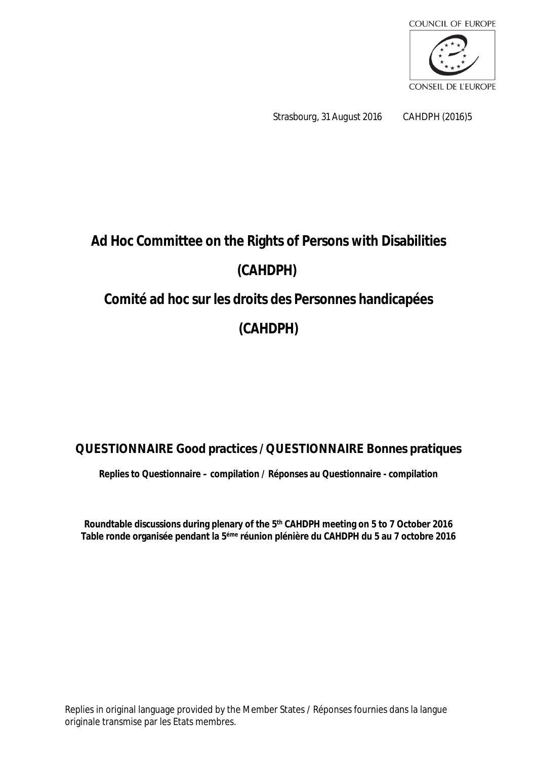COUNCIL OF EUROPE

CONSEIL DE L'EUROPE

Strasbourg, 31 August 2016 CAHDPH (2016)5

# Ad Hoc Committee on the Rights of Persons with Disabilities

# (CAHDPH)

# Comité ad hoc sur les droits des Personnes handicapées

# (CAHDPH)

## QUESTIONNAIRE Good practices / QUESTIONNAIRE Bonnes pratiques

**Replies to Questionnaire – compilation / Réponses au Questionnaire - compilation**

**Roundtable discussions during plenary of the 5th CAHDPH meeting on 5 to 7 October 2016**
**Table ronde organisée pendant la 5éme réunion plénière du CAHDPH du 5 au 7 octobre 2016**

Replies in original language provided by the Member States / Réponses fournies dans la langue originale transmise par les Etats membres.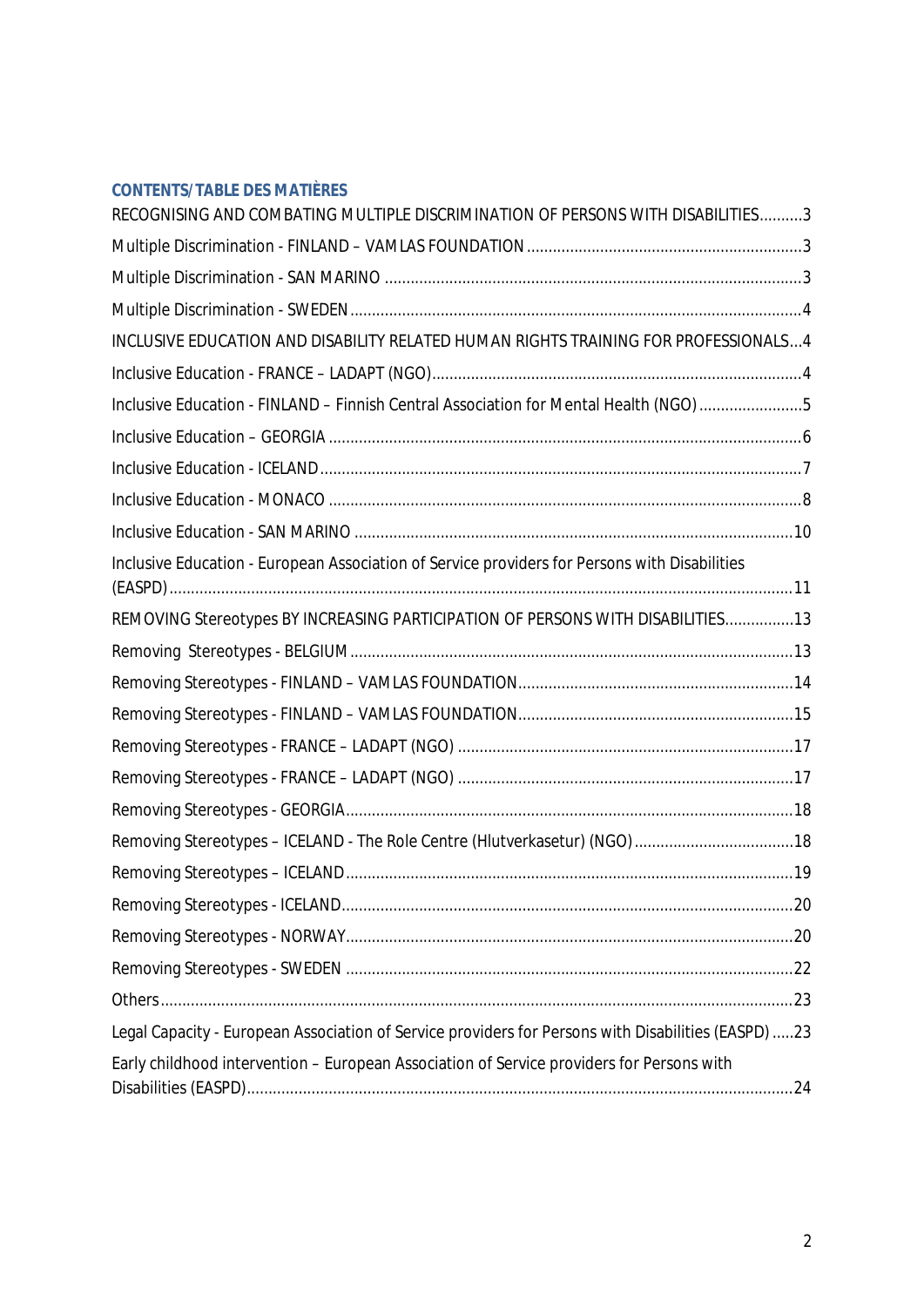## CONTENTS/TABLE DES MATIÈRES

RECOGNISING AND COMBATING MULTIPLE DISCRIMINATION OF PERSONS WITH DISABILITIES..........3

Multiple Discrimination - FINLAND – VAMLAS FOUNDATION..........3

Multiple Discrimination - SAN MARINO..........3

Multiple Discrimination - SWEDEN..........4

INCLUSIVE EDUCATION AND DISABILITY RELATED HUMAN RIGHTS TRAINING FOR PROFESSIONALS...4

Inclusive Education - FRANCE – LADAPT (NGO)..........4

Inclusive Education - FINLAND – Finnish Central Association for Mental Health (NGO)..........5

Inclusive Education – GEORGIA..........6

Inclusive Education - ICELAND..........7

Inclusive Education - MONACO..........8

Inclusive Education - SAN MARINO..........10

Inclusive Education - European Association of Service providers for Persons with Disabilities (EASPD)..........11

REMOVING Stereotypes BY INCREASING PARTICIPATION OF PERSONS WITH DISABILITIES..........13

Removing Stereotypes - BELGIUM..........13

Removing Stereotypes - FINLAND – VAMLAS FOUNDATION..........14

Removing Stereotypes - FINLAND – VAMLAS FOUNDATION..........15

Removing Stereotypes - FRANCE – LADAPT (NGO)..........17

Removing Stereotypes - FRANCE – LADAPT (NGO)..........17

Removing Stereotypes - GEORGIA..........18

Removing Stereotypes – ICELAND - The Role Centre (Hlutverkasetur) (NGO)..........18

Removing Stereotypes – ICELAND..........19

Removing Stereotypes - ICELAND..........20

Removing Stereotypes - NORWAY..........20

Removing Stereotypes - SWEDEN..........22

Others..........23

Legal Capacity - European Association of Service providers for Persons with Disabilities (EASPD)..........23

Early childhood intervention – European Association of Service providers for Persons with Disabilities (EASPD)..........24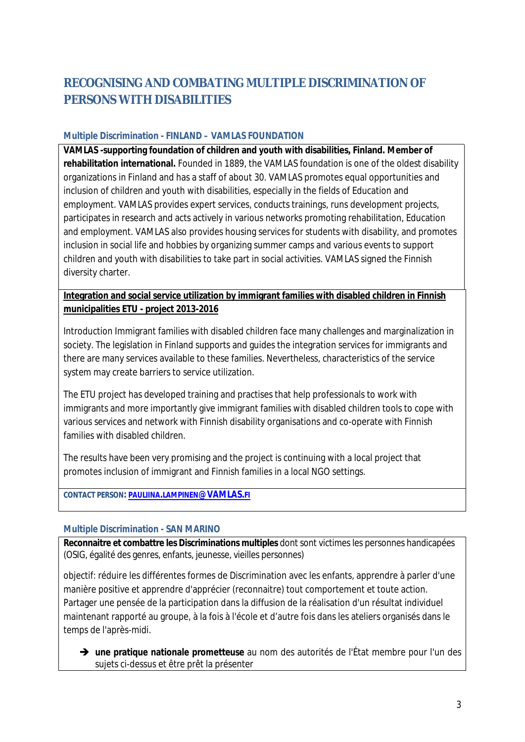# RECOGNISING AND COMBATING MULTIPLE DISCRIMINATION OF PERSONS WITH DISABILITIES

### Multiple Discrimination - FINLAND – VAMLAS FOUNDATION

**VAMLAS -supporting foundation of children and youth with disabilities, Finland. Member of rehabilitation international.** Founded in 1889, the VAMLAS foundation is one of the oldest disability organizations in Finland and has a staff of about 30. VAMLAS promotes equal opportunities and inclusion of children and youth with disabilities, especially in the fields of Education and employment. VAMLAS provides expert services, conducts trainings, runs development projects, participates in research and acts actively in various networks promoting rehabilitation, Education and employment. VAMLAS also provides housing services for students with disability, and promotes inclusion in social life and hobbies by organizing summer camps and various events to support children and youth with disabilities to take part in social activities. VAMLAS signed the Finnish diversity charter.

**Integration and social service utilization by immigrant families with disabled children in Finnish municipalities ETU - project 2013-2016**

Introduction Immigrant families with disabled children face many challenges and marginalization in society. The legislation in Finland supports and guides the integration services for immigrants and there are many services available to these families. Nevertheless, characteristics of the service system may create barriers to service utilization.

The ETU project has developed training and practises that help professionals to work with immigrants and more importantly give immigrant families with disabled children tools to cope with various services and network with Finnish disability organisations and co-operate with Finnish families with disabled children.

The results have been very promising and the project is continuing with a local project that promotes inclusion of immigrant and Finnish families in a local NGO settings.

**CONTACT PERSON: PAULIINA.LAMPINEN@VAMLAS.FI**

### Multiple Discrimination - SAN MARINO

**Reconnaitre et combattre les Discriminations multiples** dont sont victimes les personnes handicapées (OSIG, égalité des genres, enfants, jeunesse, vieilles personnes)

objectif: réduire les différentes formes de Discrimination avec les enfants, apprendre à parler d'une manière positive et apprendre d'apprécier (reconnaitre) tout comportement et toute action. Partager une pensée de la participation dans la diffusion de la réalisation d'un résultat individuel maintenant rapporté au groupe, à la fois à l'école et d'autre fois dans les ateliers organisés dans le temps de l'après-midi.

- **une pratique nationale prometteuse** au nom des autorités de l'État membre pour l'un des sujets ci-dessus et être prêt la présenter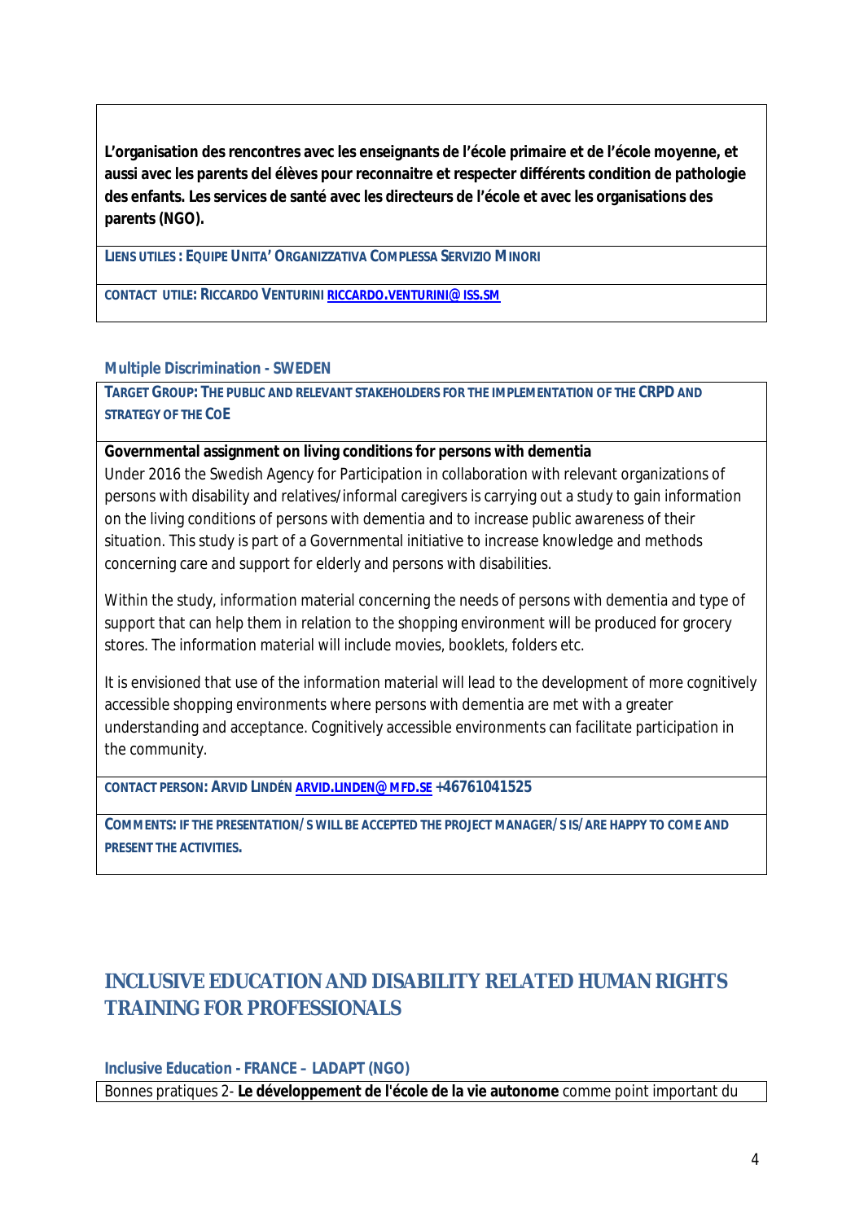**L'organisation des rencontres avec les enseignants de l'école primaire et de l'école moyenne, et aussi avec les parents del élèves pour reconnaitre et respecter différents condition de pathologie des enfants. Les services de santé avec les directeurs de l'école et avec les organisations des parents (NGO).**

LIENS UTILES : EQUIPE UNITA' ORGANIZZATIVA COMPLESSA SERVIZIO MINORI

CONTACT UTILE: RICCARDO VENTURINI RICCARDO.VENTURINI@ISS.SM

### Multiple Discrimination - SWEDEN

TARGET GROUP: THE PUBLIC AND RELEVANT STAKEHOLDERS FOR THE IMPLEMENTATION OF THE CRPD AND STRATEGY OF THE COE

**Governmental assignment on living conditions for persons with dementia**

Under 2016 the Swedish Agency for Participation in collaboration with relevant organizations of persons with disability and relatives/informal caregivers is carrying out a study to gain information on the living conditions of persons with dementia and to increase public awareness of their situation. This study is part of a Governmental initiative to increase knowledge and methods concerning care and support for elderly and persons with disabilities.

Within the study, information material concerning the needs of persons with dementia and type of support that can help them in relation to the shopping environment will be produced for grocery stores. The information material will include movies, booklets, folders etc.

It is envisioned that use of the information material will lead to the development of more cognitively accessible shopping environments where persons with dementia are met with a greater understanding and acceptance. Cognitively accessible environments can facilitate participation in the community.

CONTACT PERSON: ARVID LINDÉN ARVID.LINDEN@MFD.SE +46761041525

COMMENTS: IF THE PRESENTATION/S WILL BE ACCEPTED THE PROJECT MANAGER/S IS/ARE HAPPY TO COME AND PRESENT THE ACTIVITIES.

## INCLUSIVE EDUCATION AND DISABILITY RELATED HUMAN RIGHTS TRAINING FOR PROFESSIONALS

### Inclusive Education - FRANCE – LADAPT (NGO)

Bonnes pratiques 2- **Le développement de l'école de la vie autonome** comme point important du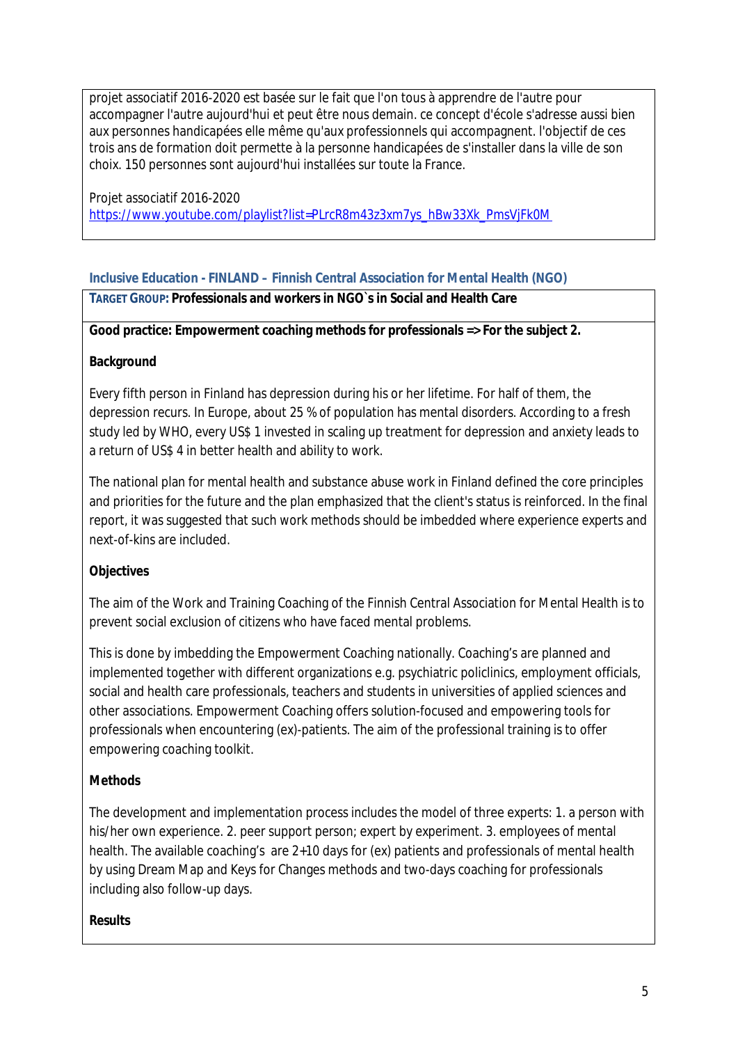projet associatif 2016-2020 est basée sur le fait que l'on tous à apprendre de l'autre pour accompagner l'autre aujourd'hui et peut être nous demain. ce concept d'école s'adresse aussi bien aux personnes handicapées elle même qu'aux professionnels qui accompagnent. l'objectif de ces trois ans de formation doit permette à la personne handicapées de s'installer dans la ville de son choix. 150 personnes sont aujourd'hui installées sur toute la France.

Projet associatif 2016-2020
https://www.youtube.com/playlist?list=PLrcR8m43z3xm7ys_hBw33Xk_PmsVjFk0M

### Inclusive Education - FINLAND – Finnish Central Association for Mental Health (NGO)

**TARGET GROUP: Professionals and workers in NGO`s in Social and Health Care**

**Good practice: Empowerment coaching methods for professionals => For the subject 2.**

**Background**

Every fifth person in Finland has depression during his or her lifetime. For half of them, the depression recurs. In Europe, about 25 % of population has mental disorders. According to a fresh study led by WHO, every US$ 1 invested in scaling up treatment for depression and anxiety leads to a return of US$ 4 in better health and ability to work.

The national plan for mental health and substance abuse work in Finland defined the core principles and priorities for the future and the plan emphasized that the client's status is reinforced. In the final report, it was suggested that such work methods should be imbedded where experience experts and next-of-kins are included.

**Objectives**

The aim of the Work and Training Coaching of the Finnish Central Association for Mental Health is to prevent social exclusion of citizens who have faced mental problems.

This is done by imbedding the Empowerment Coaching nationally. Coaching's are planned and implemented together with different organizations e.g. psychiatric policlinics, employment officials, social and health care professionals, teachers and students in universities of applied sciences and other associations. Empowerment Coaching offers solution-focused and empowering tools for professionals when encountering (ex)-patients. The aim of the professional training is to offer empowering coaching toolkit.

**Methods**

The development and implementation process includes the model of three experts: 1. a person with his/her own experience. 2. peer support person; expert by experiment. 3. employees of mental health. The available coaching's are 2+10 days for (ex) patients and professionals of mental health by using Dream Map and Keys for Changes methods and two-days coaching for professionals including also follow-up days.

**Results**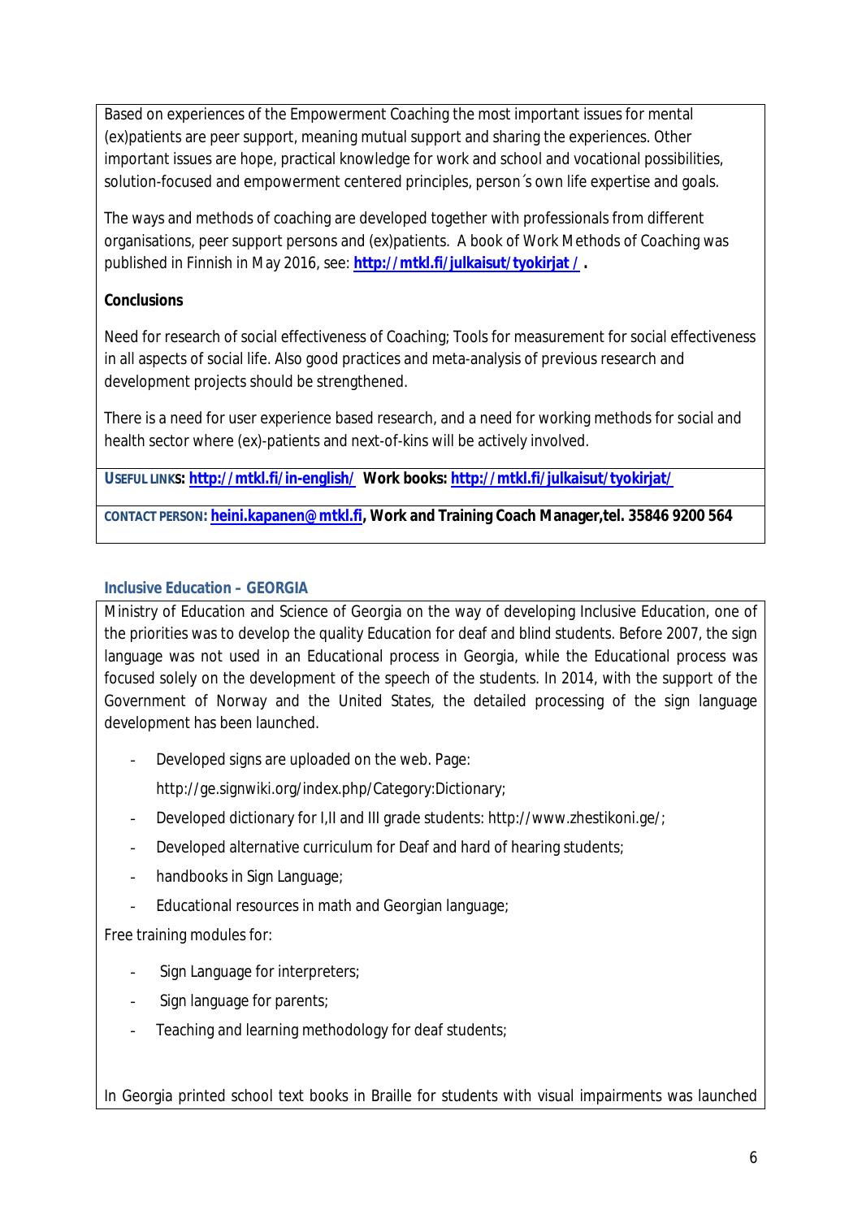Based on experiences of the Empowerment Coaching the most important issues for mental (ex)patients are peer support, meaning mutual support and sharing the experiences. Other important issues are hope, practical knowledge for work and school and vocational possibilities, solution-focused and empowerment centered principles, person´s own life expertise and goals.

The ways and methods of coaching are developed together with professionals from different organisations, peer support persons and (ex)patients. A book of Work Methods of Coaching was published in Finnish in May 2016, see: **http://mtkl.fi/julkaisut/tyokirjat/** **.**

**Conclusions**

Need for research of social effectiveness of Coaching; Tools for measurement for social effectiveness in all aspects of social life. Also good practices and meta-analysis of previous research and development projects should be strengthened.

There is a need for user experience based research, and a need for working methods for social and health sector where (ex)-patients and next-of-kins will be actively involved.

**USEFUL LINKS: http://mtkl.fi/in-english/ Work books: http://mtkl.fi/julkaisut/tyokirjat/**

**CONTACT PERSON: heini.kapanen@mtkl.fi, Work and Training Coach Manager,tel. 35846 9200 564**

## Inclusive Education – GEORGIA

Ministry of Education and Science of Georgia on the way of developing Inclusive Education, one of the priorities was to develop the quality Education for deaf and blind students. Before 2007, the sign language was not used in an Educational process in Georgia, while the Educational process was focused solely on the development of the speech of the students. In 2014, with the support of the Government of Norway and the United States, the detailed processing of the sign language development has been launched.

- Developed signs are uploaded on the web. Page: http://ge.signwiki.org/index.php/Category:Dictionary;
- Developed dictionary for I,II and III grade students: http://www.zhestikoni.ge/;
- Developed alternative curriculum for Deaf and hard of hearing students;
- handbooks in Sign Language;
- Educational resources in math and Georgian language;

Free training modules for:

- Sign Language for interpreters;
- Sign language for parents;
- Teaching and learning methodology for deaf students;

In Georgia printed school text books in Braille for students with visual impairments was launched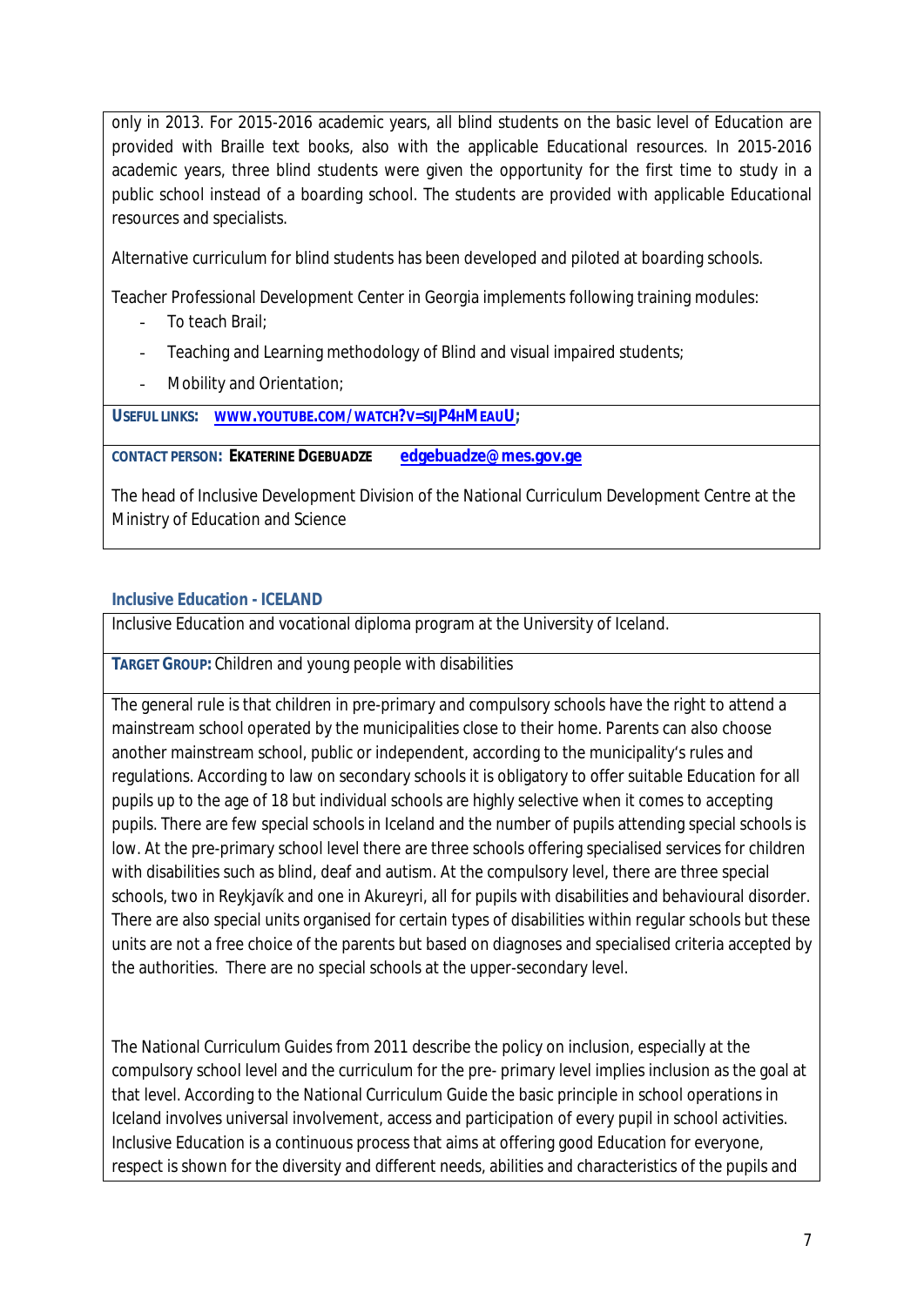only in 2013. For 2015-2016 academic years, all blind students on the basic level of Education are provided with Braille text books, also with the applicable Educational resources. In 2015-2016 academic years, three blind students were given the opportunity for the first time to study in a public school instead of a boarding school. The students are provided with applicable Educational resources and specialists.

Alternative curriculum for blind students has been developed and piloted at boarding schools.

Teacher Professional Development Center in Georgia implements following training modules:

- To teach Brail;
- Teaching and Learning methodology of Blind and visual impaired students;
- Mobility and Orientation;

**USEFUL LINKS:** [WWW.YOUTUBE.COM/WATCH?V=SIJP4HMEAUU](www.youtube.com/watch?v=sIJP4hMeaUU);

**CONTACT PERSON: EKATERINE DGEBUADZE** [edgebuadze@mes.gov.ge](mailto:edgebuadze@mes.gov.ge)

The head of Inclusive Development Division of the National Curriculum Development Centre at the Ministry of Education and Science

## Inclusive Education - ICELAND

Inclusive Education and vocational diploma program at the University of Iceland.

**TARGET GROUP:** Children and young people with disabilities

The general rule is that children in pre-primary and compulsory schools have the right to attend a mainstream school operated by the municipalities close to their home. Parents can also choose another mainstream school, public or independent, according to the municipality's rules and regulations. According to law on secondary schools it is obligatory to offer suitable Education for all pupils up to the age of 18 but individual schools are highly selective when it comes to accepting pupils. There are few special schools in Iceland and the number of pupils attending special schools is low. At the pre-primary school level there are three schools offering specialised services for children with disabilities such as blind, deaf and autism. At the compulsory level, there are three special schools, two in Reykjavík and one in Akureyri, all for pupils with disabilities and behavioural disorder. There are also special units organised for certain types of disabilities within regular schools but these units are not a free choice of the parents but based on diagnoses and specialised criteria accepted by the authorities. There are no special schools at the upper-secondary level.

The National Curriculum Guides from 2011 describe the policy on inclusion, especially at the compulsory school level and the curriculum for the pre- primary level implies inclusion as the goal at that level. According to the National Curriculum Guide the basic principle in school operations in Iceland involves universal involvement, access and participation of every pupil in school activities. Inclusive Education is a continuous process that aims at offering good Education for everyone, respect is shown for the diversity and different needs, abilities and characteristics of the pupils and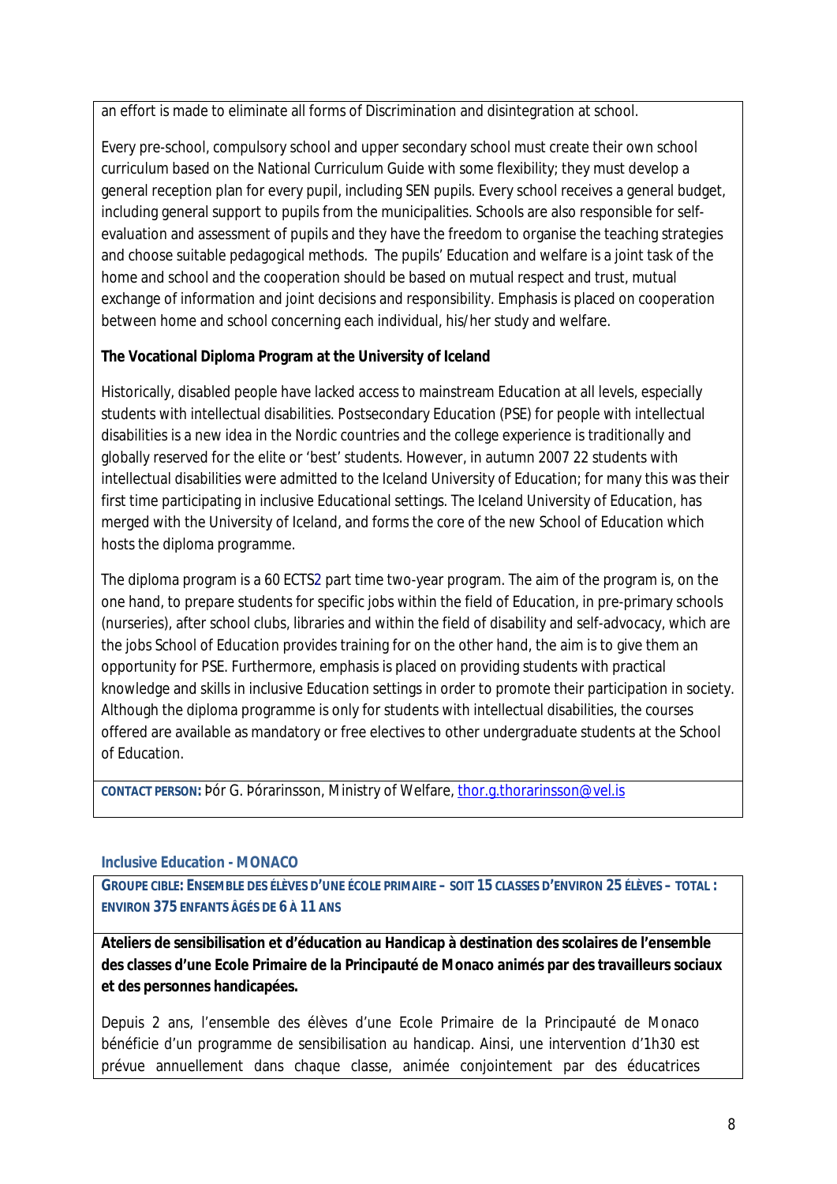an effort is made to eliminate all forms of Discrimination and disintegration at school.

Every pre-school, compulsory school and upper secondary school must create their own school curriculum based on the National Curriculum Guide with some flexibility; they must develop a general reception plan for every pupil, including SEN pupils. Every school receives a general budget, including general support to pupils from the municipalities. Schools are also responsible for self-evaluation and assessment of pupils and they have the freedom to organise the teaching strategies and choose suitable pedagogical methods. The pupils' Education and welfare is a joint task of the home and school and the cooperation should be based on mutual respect and trust, mutual exchange of information and joint decisions and responsibility. Emphasis is placed on cooperation between home and school concerning each individual, his/her study and welfare.

**The Vocational Diploma Program at the University of Iceland**

Historically, disabled people have lacked access to mainstream Education at all levels, especially students with intellectual disabilities. Postsecondary Education (PSE) for people with intellectual disabilities is a new idea in the Nordic countries and the college experience is traditionally and globally reserved for the elite or 'best' students. However, in autumn 2007 22 students with intellectual disabilities were admitted to the Iceland University of Education; for many this was their first time participating in inclusive Educational settings. The Iceland University of Education, has merged with the University of Iceland, and forms the core of the new School of Education which hosts the diploma programme.

The diploma program is a 60 ECTS[2] part time two-year program. The aim of the program is, on the one hand, to prepare students for specific jobs within the field of Education, in pre-primary schools (nurseries), after school clubs, libraries and within the field of disability and self-advocacy, which are the jobs School of Education provides training for on the other hand, the aim is to give them an opportunity for PSE. Furthermore, emphasis is placed on providing students with practical knowledge and skills in inclusive Education settings in order to promote their participation in society. Although the diploma programme is only for students with intellectual disabilities, the courses offered are available as mandatory or free electives to other undergraduate students at the School of Education.

**CONTACT PERSON:** Þór G. Þórarinsson, Ministry of Welfare, thor.g.thorarinsson@vel.is

### Inclusive Education - MONACO

**GROUPE CIBLE: ENSEMBLE DES ÉLÈVES D'UNE ÉCOLE PRIMAIRE – SOIT 15 CLASSES D'ENVIRON 25 ÉLÈVES – TOTAL : ENVIRON 375 ENFANTS ÂGÉS DE 6 À 11 ANS**

**Ateliers de sensibilisation et d'éducation au Handicap à destination des scolaires de l'ensemble des classes d'une Ecole Primaire de la Principauté de Monaco animés par des travailleurs sociaux et des personnes handicapées.**

Depuis 2 ans, l'ensemble des élèves d'une Ecole Primaire de la Principauté de Monaco bénéficie d'un programme de sensibilisation au handicap. Ainsi, une intervention d'1h30 est prévue annuellement dans chaque classe, animée conjointement par des éducatrices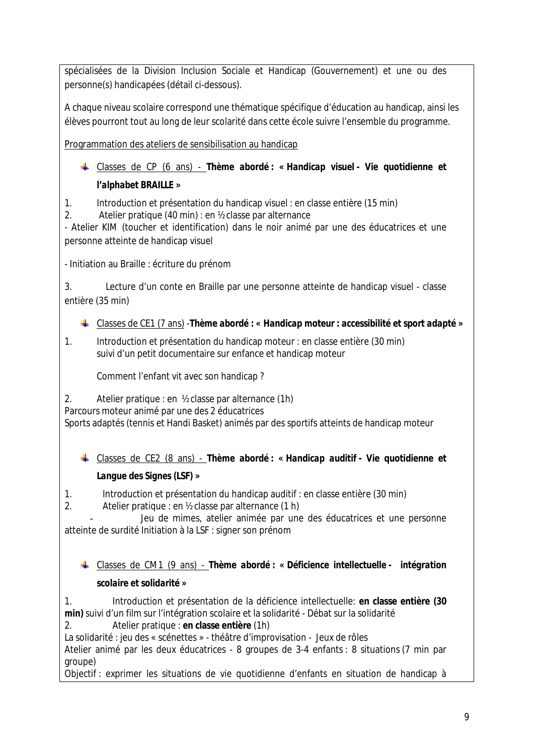spécialisées de la Division Inclusion Sociale et Handicap (Gouvernement) et une ou des personne(s) handicapées (détail ci-dessous).

A chaque niveau scolaire correspond une thématique spécifique d'éducation au handicap, ainsi les élèves pourront tout au long de leur scolarité dans cette école suivre l'ensemble du programme.

Programmation des ateliers de sensibilisation au handicap

- Classes de CP (6 ans) - **Thème abordé : « Handicap visuel - Vie quotidienne et l'alphabet BRAILLE »**

1. Introduction et présentation du handicap visuel : en classe entière (15 min)
2. Atelier pratique (40 min) : en ½ classe par alternance

- Atelier KIM (toucher et identification) dans le noir animé par une des éducatrices et une personne atteinte de handicap visuel

- Initiation au Braille : écriture du prénom

3. Lecture d'un conte en Braille par une personne atteinte de handicap visuel - classe entière (35 min)

- Classes de CE1 (7 ans) -**Thème abordé : « Handicap moteur : accessibilité et sport adapté »**

1. Introduction et présentation du handicap moteur : en classe entière (30 min) suivi d'un petit documentaire sur enfance et handicap moteur

   Comment l'enfant vit avec son handicap ?

2. Atelier pratique : en ½ classe par alternance (1h)

Parcours moteur animé par une des 2 éducatrices
Sports adaptés (tennis et Handi Basket) animés par des sportifs atteints handicap moteur

- Classes de CE2 (8 ans) - **Thème abordé : « Handicap auditif - Vie quotidienne et Langue des Signes (LSF) »**

1. Introduction et présentation du handicap auditif : en classe entière (30 min)
2. Atelier pratique : en ½ classe par alternance (1 h)

- Jeu de mimes, atelier animée par une des éducatrices et une personne atteinte de surdité Initiation à la LSF : signer son prénom

- Classes de CM1 (9 ans) - **Thème abordé : « Déficience intellectuelle - intégration scolaire et solidarité »**

1. Introduction et présentation de la déficience intellectuelle: **en classe entière (30 min)** suivi d'un film sur l'intégration scolaire et la solidarité - Débat sur la solidarité
2. Atelier pratique : **en classe entière** (1h)

La solidarité : jeu des « scénettes » - théâtre d'improvisation - Jeux de rôles
Atelier animé par les deux éducatrices - 8 groupes de 3-4 enfants : 8 situations (7 min par groupe)
Objectif : exprimer les situations de vie quotidienne d'enfants en situation de handicap à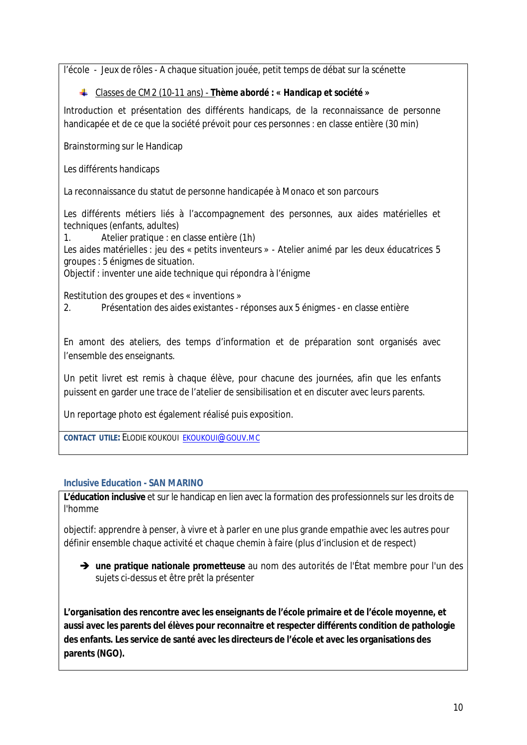l'école - Jeux de rôles - A chaque situation jouée, petit temps de débat sur la scénette

- Classes de CM2 (10-11 ans) - ***Thème abordé : « Handicap et société »***

Introduction et présentation des différents handicaps, de la reconnaissance de personne handicapée et de ce que la société prévoit pour ces personnes : en classe entière (30 min)

Brainstorming sur le Handicap

Les différents handicaps

La reconnaissance du statut de personne handicapée à Monaco et son parcours

Les différents métiers liés à l'accompagnement des personnes, aux aides matérielles et techniques (enfants, adultes)

1. Atelier pratique : en classe entière (1h)

Les aides matérielles : jeu des « petits inventeurs » - Atelier animé par les deux éducatrices 5 groupes : 5 énigmes de situation.

Objectif : inventer une aide technique qui répondra à l'énigme

Restitution des groupes et des « inventions »

2. Présentation des aides existantes - réponses aux 5 énigmes - en classe entière

En amont des ateliers, des temps d'information et de préparation sont organisés avec l'ensemble des enseignants.

Un petit livret est remis à chaque élève, pour chacune des journées, afin que les enfants puissent en garder une trace de l'atelier de sensibilisation et en discuter avec leurs parents.

Un reportage photo est également réalisé puis exposition.

**CONTACT UTILE:** ELODIE KOUKOUI EKOUKOUI@GOUV.MC

### Inclusive Education - SAN MARINO

**L'éducation inclusive** et sur le handicap en lien avec la formation des professionnels sur les droits de l'homme

objectif: apprendre à penser, à vivre et à parler en une plus grande empathie avec les autres pour définir ensemble chaque activité et chaque chemin à faire (plus d'inclusion et de respect)

➔ **une pratique nationale prometteuse** au nom des autorités de l'État membre pour l'un des sujets ci-dessus et être prêt la présenter

**L'organisation des rencontre avec les enseignants de l'école primaire et de l'école moyenne, et aussi avec les parents del élèves pour reconnaitre et respecter différents condition de pathologie des enfants. Les service de santé avec les directeurs de l'école et avec les organisations des parents (NGO).**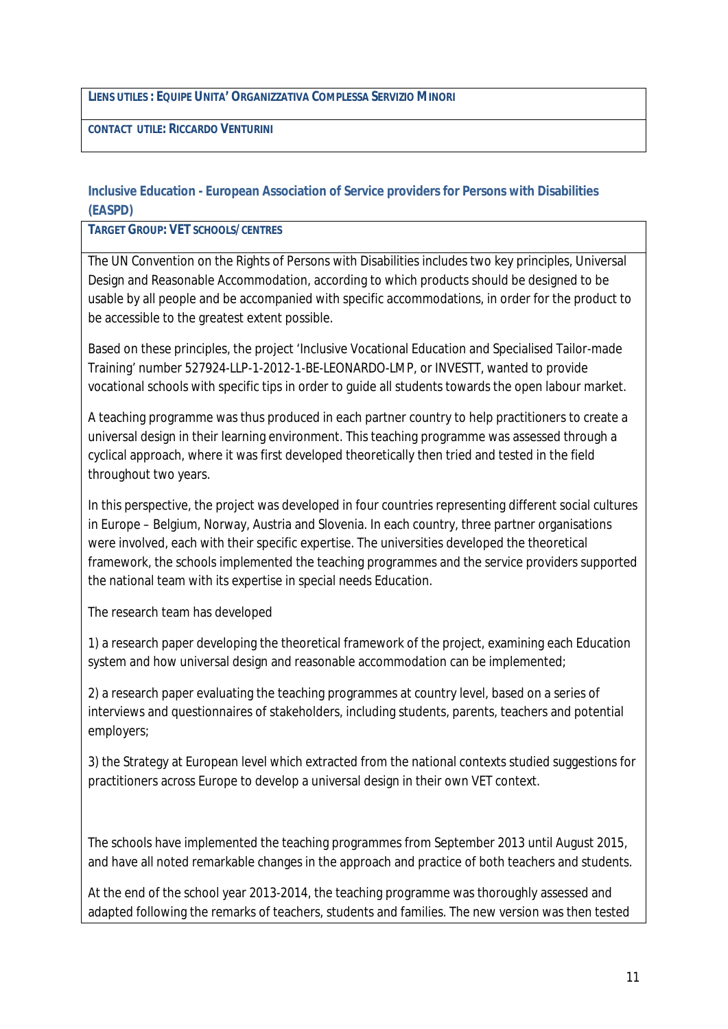**LIENS UTILES : EQUIPE UNITA' ORGANIZZATIVA COMPLESSA SERVIZIO MINORI**

**CONTACT UTILE: RICCARDO VENTURINI**

## Inclusive Education - European Association of Service providers for Persons with Disabilities (EASPD)

**TARGET GROUP: VET SCHOOLS/ CENTRES**

The UN Convention on the Rights of Persons with Disabilities includes two key principles, Universal Design and Reasonable Accommodation, according to which products should be designed to be usable by all people and be accompanied with specific accommodations, in order for the product to be accessible to the greatest extent possible.

Based on these principles, the project 'Inclusive Vocational Education and Specialised Tailor-made Training' number 527924-LLP-1-2012-1-BE-LEONARDO-LMP, or INVESTT, wanted to provide vocational schools with specific tips in order to guide all students towards the open labour market.

A teaching programme was thus produced in each partner country to help practitioners to create a universal design in their learning environment. This teaching programme was assessed through a cyclical approach, where it was first developed theoretically then tried and tested in the field throughout two years.

In this perspective, the project was developed in four countries representing different social cultures in Europe – Belgium, Norway, Austria and Slovenia. In each country, three partner organisations were involved, each with their specific expertise. The universities developed the theoretical framework, the schools implemented the teaching programmes and the service providers supported the national team with its expertise in special needs Education.

The research team has developed

1) a research paper developing the theoretical framework of the project, examining each Education system and how universal design and reasonable accommodation can be implemented;

2) a research paper evaluating the teaching programmes at country level, based on a series of interviews and questionnaires of stakeholders, including students, parents, teachers and potential employers;

3) the Strategy at European level which extracted from the national contexts studied suggestions for practitioners across Europe to develop a universal design in their own VET context.

The schools have implemented the teaching programmes from September 2013 until August 2015, and have all noted remarkable changes in the approach and practice of both teachers and students.

At the end of the school year 2013-2014, the teaching programme was thoroughly assessed and adapted following the remarks of teachers, students and families. The new version was then tested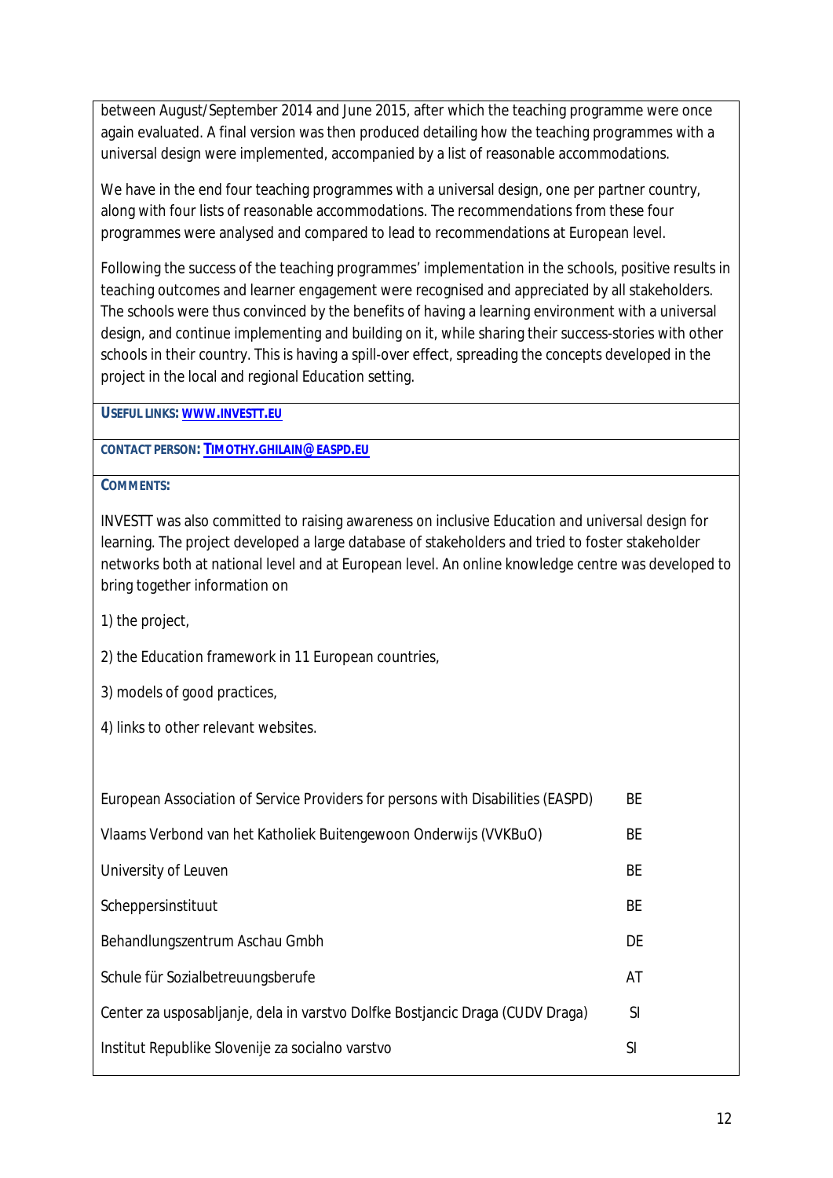between August/September 2014 and June 2015, after which the teaching programme were once again evaluated. A final version was then produced detailing how the teaching programmes with a universal design were implemented, accompanied by a list of reasonable accommodations.

We have in the end four teaching programmes with a universal design, one per partner country, along with four lists of reasonable accommodations. The recommendations from these four programmes were analysed and compared to lead to recommendations at European level.

Following the success of the teaching programmes' implementation in the schools, positive results in teaching outcomes and learner engagement were recognised and appreciated by all stakeholders. The schools were thus convinced by the benefits of having a learning environment with a universal design, and continue implementing and building on it, while sharing their success-stories with other schools in their country. This is having a spill-over effect, spreading the concepts developed in the project in the local and regional Education setting.

**USEFUL LINKS: WWW.INVESTT.EU**

**CONTACT PERSON: TIMOTHY.GHILAIN@EASPD.EU**

**COMMENTS:**

INVESTT was also committed to raising awareness on inclusive Education and universal design for learning. The project developed a large database of stakeholders and tried to foster stakeholder networks both at national level and at European level. An online knowledge centre was developed to bring together information on

1) the project,

2) the Education framework in 11 European countries,

3) models of good practices,

4) links to other relevant websites.

| | |
|---|---|
| European Association of Service Providers for persons with Disabilities (EASPD) | BE |
| Vlaams Verbond van het Katholiek Buitengewoon Onderwijs (VVKBuO) | BE |
| University of Leuven | BE |
| Scheppersinstituut | BE |
| Behandlungszentrum Aschau Gmbh | DE |
| Schule für Sozialbetreuungsberufe | AT |
| Center za usposabljanje, dela in varstvo Dolfke Bostjancic Draga (CUDV Draga) | SI |
| Institut Republike Slovenije za socialno varstvo | SI |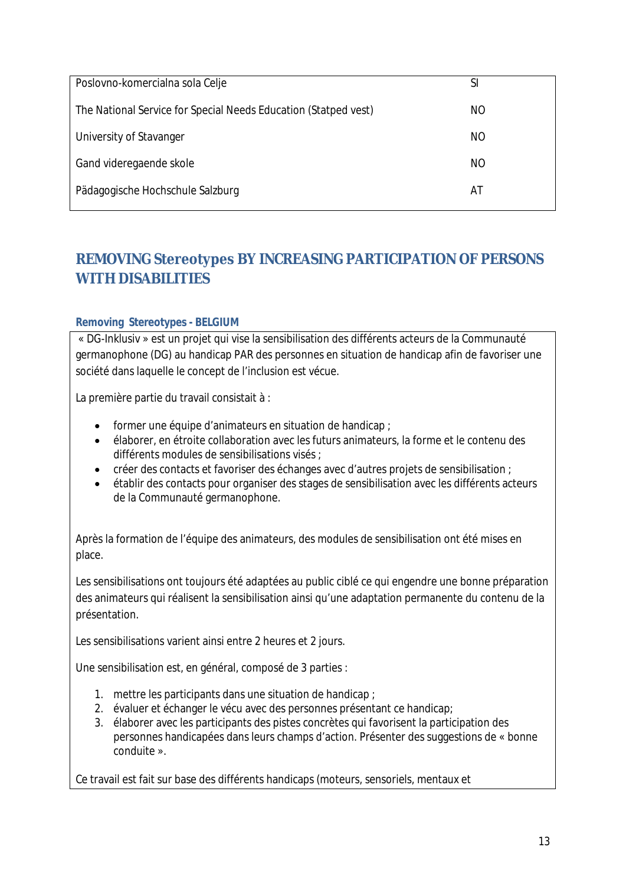| | |
|---|---|
| Poslovno-komercialna sola Celje | SI |
| The National Service for Special Needs Education (Statped vest) | NO |
| University of Stavanger | NO |
| Gand videregaende skole | NO |
| Pädagogische Hochschule Salzburg | AT |

## REMOVING Stereotypes BY INCREASING PARTICIPATION OF PERSONS WITH DISABILITIES

### Removing Stereotypes - BELGIUM

« DG-Inklusiv » est un projet qui vise la sensibilisation des différents acteurs de la Communauté germanophone (DG) au handicap PAR des personnes en situation de handicap afin de favoriser une société dans laquelle le concept de l'inclusion est vécue.

La première partie du travail consistait à :

- former une équipe d'animateurs en situation de handicap ;
- élaborer, en étroite collaboration avec les futurs animateurs, la forme et le contenu des différents modules de sensibilisations visés ;
- créer des contacts et favoriser des échanges avec d'autres projets de sensibilisation ;
- établir des contacts pour organiser des stages de sensibilisation avec les différents acteurs de la Communauté germanophone.

Après la formation de l'équipe des animateurs, des modules de sensibilisation ont été mises en place.

Les sensibilisations ont toujours été adaptées au public ciblé ce qui engendre une bonne préparation des animateurs qui réalisent la sensibilisation ainsi qu'une adaptation permanente du contenu de la présentation.

Les sensibilisations varient ainsi entre 2 heures et 2 jours.

Une sensibilisation est, en général, composé de 3 parties :

1. mettre les participants dans une situation de handicap ;
2. évaluer et échanger le vécu avec des personnes présentant ce handicap;
3. élaborer avec les participants des pistes concrètes qui favorisent la participation des personnes handicapées dans leurs champs d'action. Présenter des suggestions de « bonne conduite ».

Ce travail est fait sur base des différents handicaps (moteurs, sensoriels, mentaux et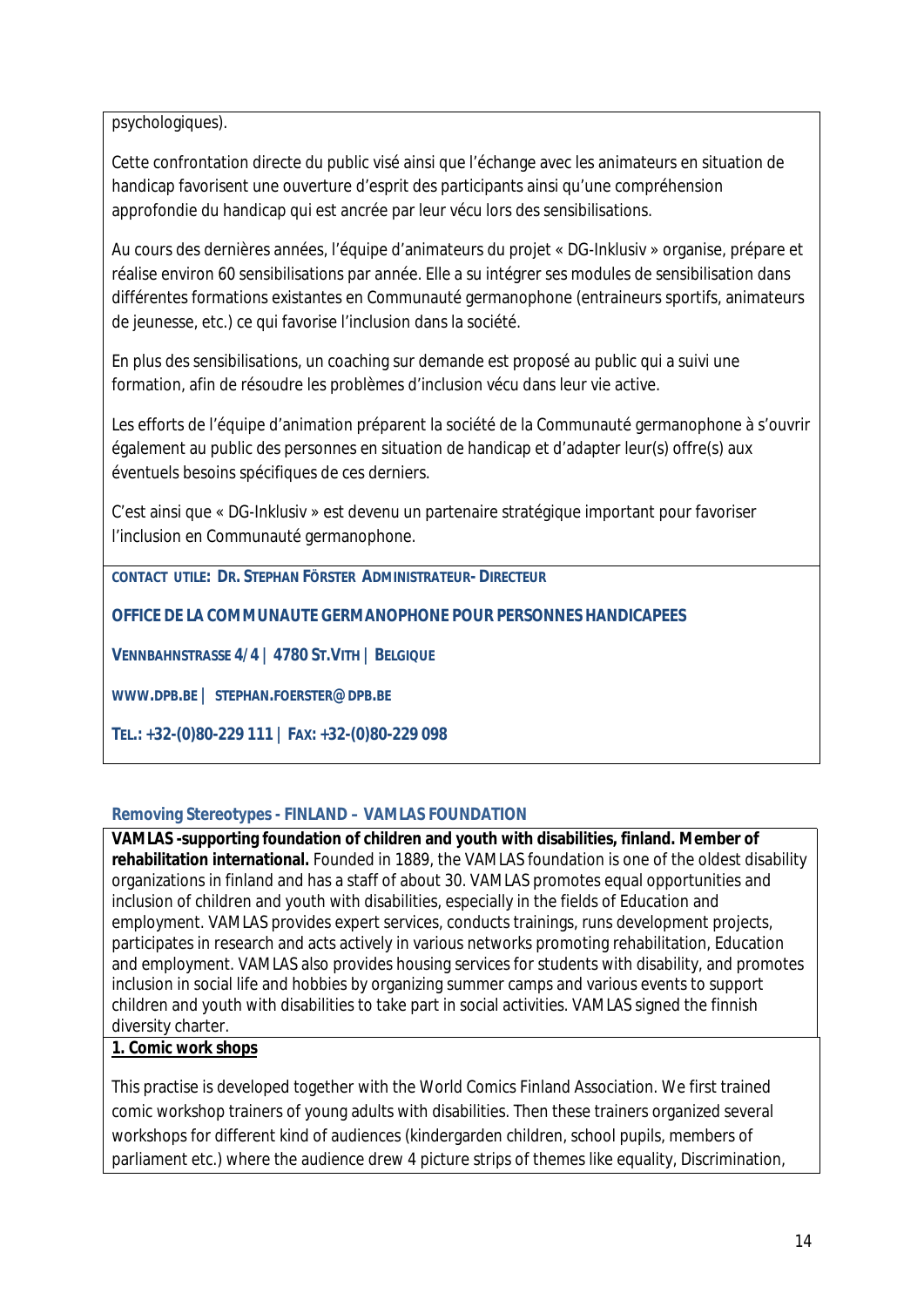psychologiques).

Cette confrontation directe du public visé ainsi que l'échange avec les animateurs en situation de handicap favorisent une ouverture d'esprit des participants ainsi qu'une compréhension approfondie du handicap qui est ancrée par leur vécu lors des sensibilisations.

Au cours des dernières années, l'équipe d'animateurs du projet « DG-Inklusiv » organise, prépare et réalise environ 60 sensibilisations par année. Elle a su intégrer ses modules de sensibilisation dans différentes formations existantes en Communauté germanophone (entraineurs sportifs, animateurs de jeunesse, etc.) ce qui favorise l'inclusion dans la société.

En plus des sensibilisations, un coaching sur demande est proposé au public qui a suivi une formation, afin de résoudre les problèmes d'inclusion vécu dans leur vie active.

Les efforts de l'équipe d'animation préparent la société de la Communauté germanophone à s'ouvrir également au public des personnes en situation de handicap et d'adapter leur(s) offre(s) aux éventuels besoins spécifiques de ces derniers.

C'est ainsi que « DG-Inklusiv » est devenu un partenaire stratégique important pour favoriser l'inclusion en Communauté germanophone.

**CONTACT UTILE: DR. STEPHAN FÖRSTER ADMINISTRATEUR- DIRECTEUR**

**OFFICE DE LA COMMUNAUTE GERMANOPHONE POUR PERSONNES HANDICAPEES**

**VENNBAHNSTRASSE 4/4 | 4780 ST.VITH | BELGIQUE**

**WWW.DPB.BE | STEPHAN.FOERSTER@DPB.BE**

**TEL.: +32-(0)80-229 111 | FAX: +32-(0)80-229 098**

### Removing Stereotypes - FINLAND – VAMLAS FOUNDATION

**VAMLAS -supporting foundation of children and youth with disabilities, finland. Member of rehabilitation international.** Founded in 1889, the VAMLAS foundation is one of the oldest disability organizations in finland and has a staff of about 30. VAMLAS promotes equal opportunities and inclusion of children and youth with disabilities, especially in the fields of Education and employment. VAMLAS provides expert services, conducts trainings, runs development projects, participates in research and acts actively in various networks promoting rehabilitation, Education and employment. VAMLAS also provides housing services for students with disability, and promotes inclusion in social life and hobbies by organizing summer camps and various events to support children and youth with disabilities to take part in social activities. VAMLAS signed the finnish diversity charter.

**1. Comic work shops**

This practise is developed together with the World Comics Finland Association. We first trained comic workshop trainers of young adults with disabilities. Then these trainers organized several workshops for different kind of audiences (kindergarden children, school pupils, members of parliament etc.) where the audience drew 4 picture strips of themes like equality, Discrimination,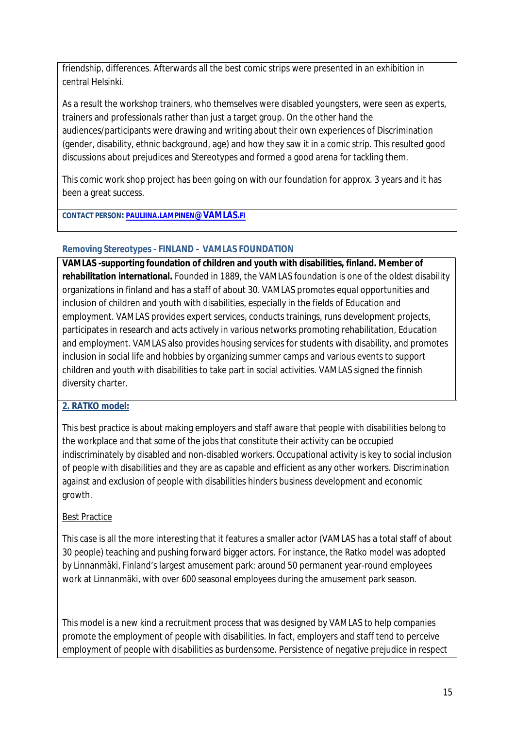friendship, differences. Afterwards all the best comic strips were presented in an exhibition in central Helsinki.

As a result the workshop trainers, who themselves were disabled youngsters, were seen as experts, trainers and professionals rather than just a target group. On the other hand the audiences/participants were drawing and writing about their own experiences of Discrimination (gender, disability, ethnic background, age) and how they saw it in a comic strip. This resulted good discussions about prejudices and Stereotypes and formed a good arena for tackling them.

This comic work shop project has been going on with our foundation for approx. 3 years and it has been a great success.

**CONTACT PERSON: PAULIINA.LAMPINEN@VAMLAS.FI**

### Removing Stereotypes - FINLAND – VAMLAS FOUNDATION

**VAMLAS -supporting foundation of children and youth with disabilities, finland. Member of rehabilitation international.** Founded in 1889, the VAMLAS foundation is one of the oldest disability organizations in finland and has a staff of about 30. VAMLAS promotes equal opportunities and inclusion of children and youth with disabilities, especially in the fields of Education and employment. VAMLAS provides expert services, conducts trainings, runs development projects, participates in research and acts actively in various networks promoting rehabilitation, Education and employment. VAMLAS also provides housing services for students with disability, and promotes inclusion in social life and hobbies by organizing summer camps and various events to support children and youth with disabilities to take part in social activities. VAMLAS signed the finnish diversity charter.

**2. RATKO model:**

This best practice is about making employers and staff aware that people with disabilities belong to the workplace and that some of the jobs that constitute their activity can be occupied indiscriminately by disabled and non-disabled workers. Occupational activity is key to social inclusion of people with disabilities and they are as capable and efficient as any other workers. Discrimination against and exclusion of people with disabilities hinders business development and economic growth.

Best Practice

This case is all the more interesting that it features a smaller actor (VAMLAS has a total staff of about 30 people) teaching and pushing forward bigger actors. For instance, the Ratko model was adopted by Linnanmäki, Finland's largest amusement park: around 50 permanent year-round employees work at Linnanmäki, with over 600 seasonal employees during the amusement park season.

This model is a new kind a recruitment process that was designed by VAMLAS to help companies promote the employment of people with disabilities. In fact, employers and staff tend to perceive employment of people with disabilities as burdensome. Persistence of negative prejudice in respect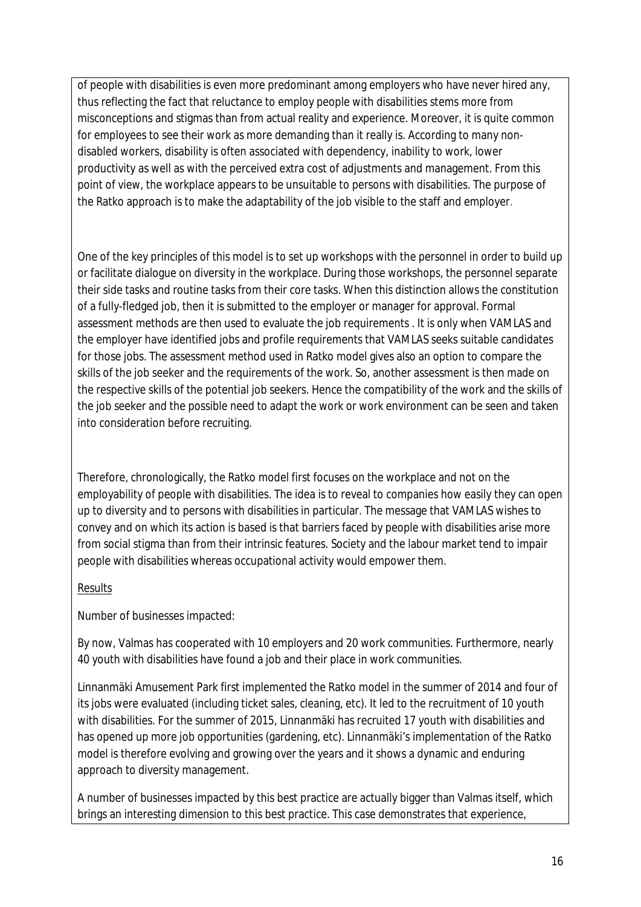of people with disabilities is even more predominant among employers who have never hired any, thus reflecting the fact that reluctance to employ people with disabilities stems more from misconceptions and stigmas than from actual reality and experience. Moreover, it is quite common for employees to see their work as more demanding than it really is. According to many non-disabled workers, disability is often associated with dependency, inability to work, lower productivity as well as with the perceived extra cost of adjustments and management. From this point of view, the workplace appears to be unsuitable to persons with disabilities. The purpose of the Ratko approach is to make the adaptability of the job visible to the staff and employer.

One of the key principles of this model is to set up workshops with the personnel in order to build up or facilitate dialogue on diversity in the workplace. During those workshops, the personnel separate their side tasks and routine tasks from their core tasks. When this distinction allows the constitution of a fully-fledged job, then it is submitted to the employer or manager for approval. Formal assessment methods are then used to evaluate the job requirements . It is only when VAMLAS and the employer have identified jobs and profile requirements that VAMLAS seeks suitable candidates for those jobs. The assessment method used in Ratko model gives also an option to compare the skills of the job seeker and the requirements of the work. So, another assessment is then made on the respective skills of the potential job seekers. Hence the compatibility of the work and the skills of the job seeker and the possible need to adapt the work or work environment can be seen and taken into consideration before recruiting.

Therefore, chronologically, the Ratko model first focuses on the workplace and not on the employability of people with disabilities. The idea is to reveal to companies how easily they can open up to diversity and to persons with disabilities in particular. The message that VAMLAS wishes to convey and on which its action is based is that barriers faced by people with disabilities arise more from social stigma than from their intrinsic features. Society and the labour market tend to impair people with disabilities whereas occupational activity would empower them.

Results

Number of businesses impacted:

By now, Valmas has cooperated with 10 employers and 20 work communities. Furthermore, nearly 40 youth with disabilities have found a job and their place in work communities.

Linnanmäki Amusement Park first implemented the Ratko model in the summer of 2014 and four of its jobs were evaluated (including ticket sales, cleaning, etc). It led to the recruitment of 10 youth with disabilities. For the summer of 2015, Linnanmäki has recruited 17 youth with disabilities and has opened up more job opportunities (gardening, etc). Linnanmäki's implementation of the Ratko model is therefore evolving and growing over the years and it shows a dynamic and enduring approach to diversity management.

A number of businesses impacted by this best practice are actually bigger than Valmas itself, which brings an interesting dimension to this best practice. This case demonstrates that experience,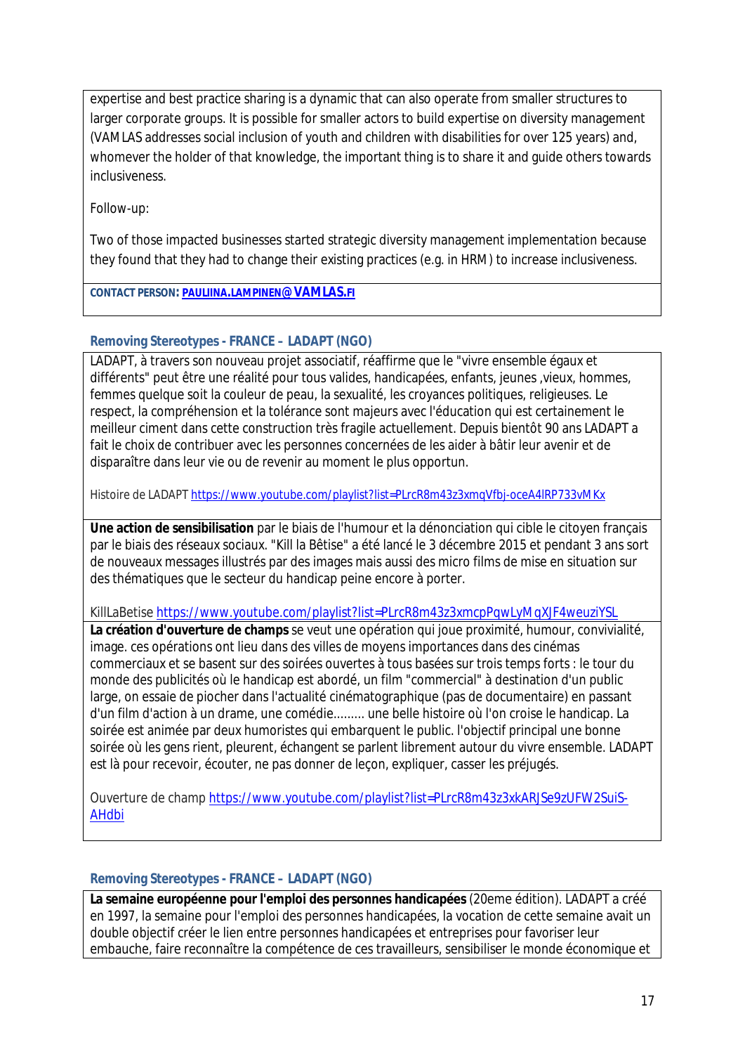expertise and best practice sharing is a dynamic that can also operate from smaller structures to larger corporate groups. It is possible for smaller actors to build expertise on diversity management (VAMLAS addresses social inclusion of youth and children with disabilities for over 125 years) and, whomever the holder of that knowledge, the important thing is to share it and guide others towards inclusiveness.

Follow-up:

Two of those impacted businesses started strategic diversity management implementation because they found that they had to change their existing practices (e.g. in HRM) to increase inclusiveness.

**CONTACT PERSON:** PAULIINA.LAMPINEN@VAMLAS.FI

### Removing Stereotypes - FRANCE – LADAPT (NGO)

LADAPT, à travers son nouveau projet associatif, réaffirme que le "vivre ensemble égaux et différents" peut être une réalité pour tous valides, handicapées, enfants, jeunes ,vieux, hommes, femmes quelque soit la couleur de peau, la sexualité, les croyances politiques, religieuses. Le respect, la compréhension et la tolérance sont majeurs avec l'éducation qui est certainement le meilleur ciment dans cette construction très fragile actuellement. Depuis bientôt 90 ans LADAPT a fait le choix de contribuer avec les personnes concernées de les aider à bâtir leur avenir et de disparaître dans leur vie ou de revenir au moment le plus opportun.

Histoire de LADAPT https://www.youtube.com/playlist?list=PLrcR8m43z3xmqVfbj-oceA4lRP733vMKx

**Une action de sensibilisation** par le biais de l'humour et la dénonciation qui cible le citoyen français par le biais des réseaux sociaux. "Kill la Bêtise" a été lancé le 3 décembre 2015 et pendant 3 ans sort de nouveaux messages illustrés par des images mais aussi des micro films de mise en situation sur des thématiques que le secteur du handicap peine encore à porter.

KillLaBetise https://www.youtube.com/playlist?list=PLrcR8m43z3xmcpPqwLyMqXJF4weuziYSL

**La création d'ouverture de champs** se veut une opération qui joue proximité, humour, convivialité, image. ces opérations ont lieu dans des villes de moyens importances dans des cinémas commerciaux et se basent sur des soirées ouvertes à tous basées sur trois temps forts : le tour du monde des publicités où le handicap est abordé, un film "commercial" à destination d'un public large, on essaie de piocher dans l'actualité cinématographique (pas de documentaire) en passant d'un film d'action à un drame, une comédie......... une belle histoire où l'on croise le handicap. La soirée est animée par deux humoristes qui embarquent le public. l'objectif principal une bonne soirée où les gens rient, pleurent, échangent se parlent librement autour du vivre ensemble. LADAPT est là pour recevoir, écouter, ne pas donner de leçon, expliquer, casser les préjugés.

Ouverture de champ https://www.youtube.com/playlist?list=PLrcR8m43z3xkARJSe9zUFW2SuiS-AHdbi

### Removing Stereotypes - FRANCE – LADAPT (NGO)

**La semaine européenne pour l'emploi des personnes handicapées** (20eme édition). LADAPT a créé en 1997, la semaine pour l'emploi des personnes handicapées, la vocation de cette semaine avait un double objectif créer le lien entre personnes handicapées et entreprises pour favoriser leur embauche, faire reconnaître la compétence de ces travailleurs, sensibiliser le monde économique et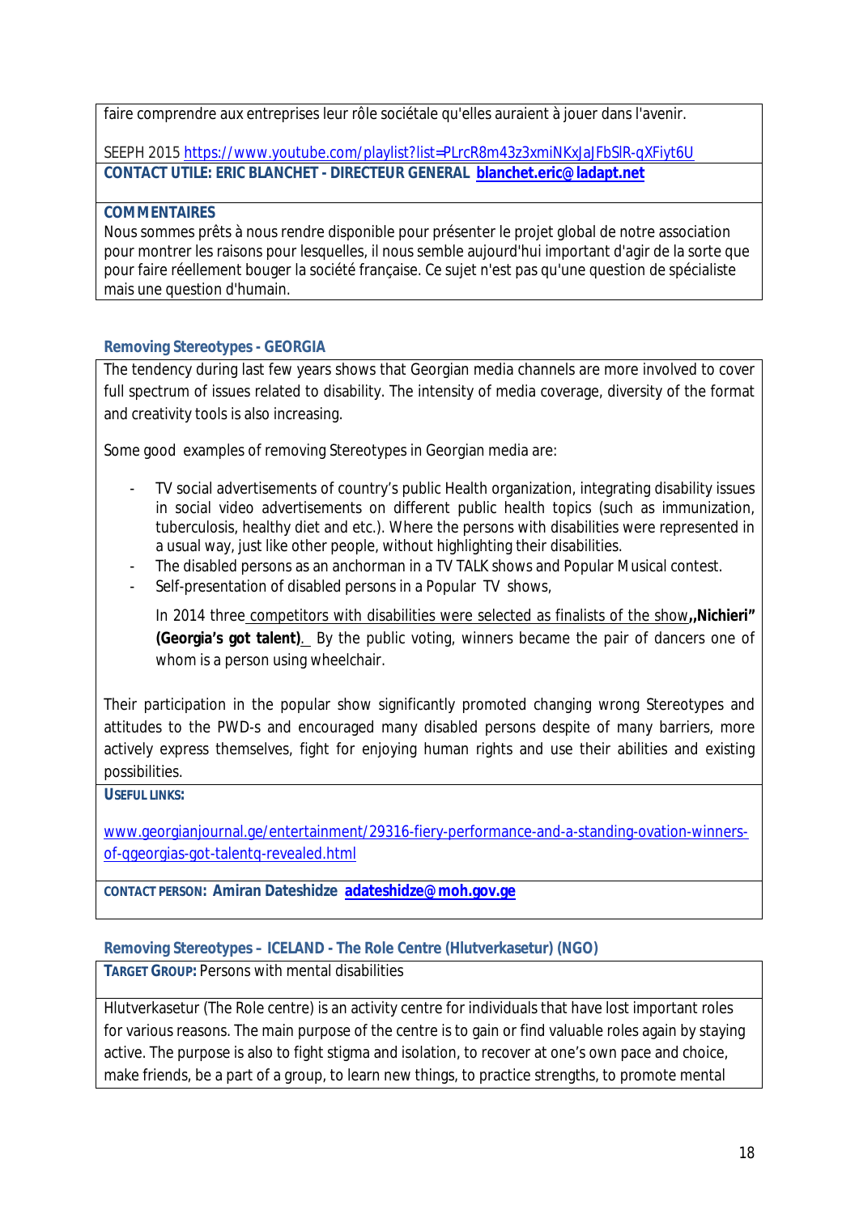faire comprendre aux entreprises leur rôle sociétale qu'elles auraient à jouer dans l'avenir.

SEEPH 2015 https://www.youtube.com/playlist?list=PLrcR8m43z3xmiNKxJaJFbSlR-qXFiyt6U

**CONTACT UTILE: ERIC BLANCHET - DIRECTEUR GENERAL** **blanchet.eric@ladapt.net**

**COMMENTAIRES**

Nous sommes prêts à nous rendre disponible pour présenter le projet global de notre association pour montrer les raisons pour lesquelles, il nous semble aujourd'hui important d'agir de la sorte que pour faire réellement bouger la société française. Ce sujet n'est pas qu'une question de spécialiste mais une question d'humain.

### Removing Stereotypes - GEORGIA

The tendency during last few years shows that Georgian media channels are more involved to cover full spectrum of issues related to disability. The intensity of media coverage, diversity of the format and creativity tools is also increasing.

Some good examples of removing Stereotypes in Georgian media are:

- TV social advertisements of country's public Health organization, integrating disability issues in social video advertisements on different public health topics (such as immunization, tuberculosis, healthy diet and etc.). Where the persons with disabilities were represented in a usual way, just like other people, without highlighting their disabilities.
- The disabled persons as an anchorman in a TV TALK shows and Popular Musical contest.
- Self-presentation of disabled persons in a Popular TV shows,

  In 2014 three competitors with disabilities were selected as finalists of the show **,,Nichieri" (Georgia's got talent)**. By the public voting, winners became the pair of dancers one of whom is a person using wheelchair.

Their participation in the popular show significantly promoted changing wrong Stereotypes and attitudes to the PWD-s and encouraged many disabled persons despite of many barriers, more actively express themselves, fight for enjoying human rights and use their abilities and existing possibilities.

**USEFUL LINKS:**

www.georgianjournal.ge/entertainment/29316-fiery-performance-and-a-standing-ovation-winners-of-qgeorgias-got-talentq-revealed.html

**CONTACT PERSON: Amiran Dateshidze** **adateshidze@moh.gov.ge**

### Removing Stereotypes – ICELAND - The Role Centre (Hlutverkasetur) (NGO)

**TARGET GROUP:** Persons with mental disabilities

Hlutverkasetur (The Role centre) is an activity centre for individuals that have lost important roles for various reasons. The main purpose of the centre is to gain or find valuable roles again by staying active. The purpose is also to fight stigma and isolation, to recover at one's own pace and choice, make friends, be a part of a group, to learn new things, to practice strengths, to promote mental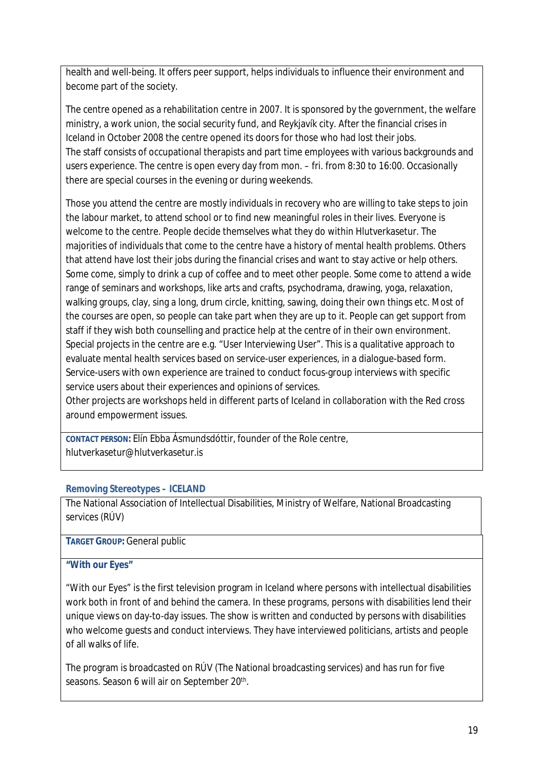health and well-being. It offers peer support, helps individuals to influence their environment and become part of the society.

The centre opened as a rehabilitation centre in 2007. It is sponsored by the government, the welfare ministry, a work union, the social security fund, and Reykjavík city. After the financial crises in Iceland in October 2008 the centre opened its doors for those who had lost their jobs.
The staff consists of occupational therapists and part time employees with various backgrounds and users experience. The centre is open every day from mon. – fri. from 8:30 to 16:00. Occasionally there are special courses in the evening or during weekends.

Those you attend the centre are mostly individuals in recovery who are willing to take steps to join the labour market, to attend school or to find new meaningful roles in their lives. Everyone is welcome to the centre. People decide themselves what they do within Hlutverkasetur. The majorities of individuals that come to the centre have a history of mental health problems. Others that attend have lost their jobs during the financial crises and want to stay active or help others. Some come, simply to drink a cup of coffee and to meet other people. Some come to attend a wide range of seminars and workshops, like arts and crafts, psychodrama, drawing, yoga, relaxation, walking groups, clay, sing a long, drum circle, knitting, sawing, doing their own things etc. Most of the courses are open, so people can take part when they are up to it. People can get support from staff if they wish both counselling and practice help at the centre of in their own environment.
Special projects in the centre are e.g. "User Interviewing User". This is a qualitative approach to evaluate mental health services based on service-user experiences, in a dialogue-based form. Service-users with own experience are trained to conduct focus-group interviews with specific service users about their experiences and opinions of services.
Other projects are workshops held in different parts of Iceland in collaboration with the Red cross around empowerment issues.

**CONTACT PERSON:** Elín Ebba Ásmundsdóttir, founder of the Role centre, hlutverkasetur@hlutverkasetur.is

### Removing Stereotypes – ICELAND

The National Association of Intellectual Disabilities, Ministry of Welfare, National Broadcasting services (RÚV)

**TARGET GROUP:** General public

**"With our Eyes"**

"With our Eyes" is the first television program in Iceland where persons with intellectual disabilities work both in front of and behind the camera. In these programs, persons with disabilities lend their unique views on day-to-day issues. The show is written and conducted by persons with disabilities who welcome guests and conduct interviews. They have interviewed politicians, artists and people of all walks of life.

The program is broadcasted on RÚV (The National broadcasting services) and has run for five seasons. Season 6 will air on September 20th.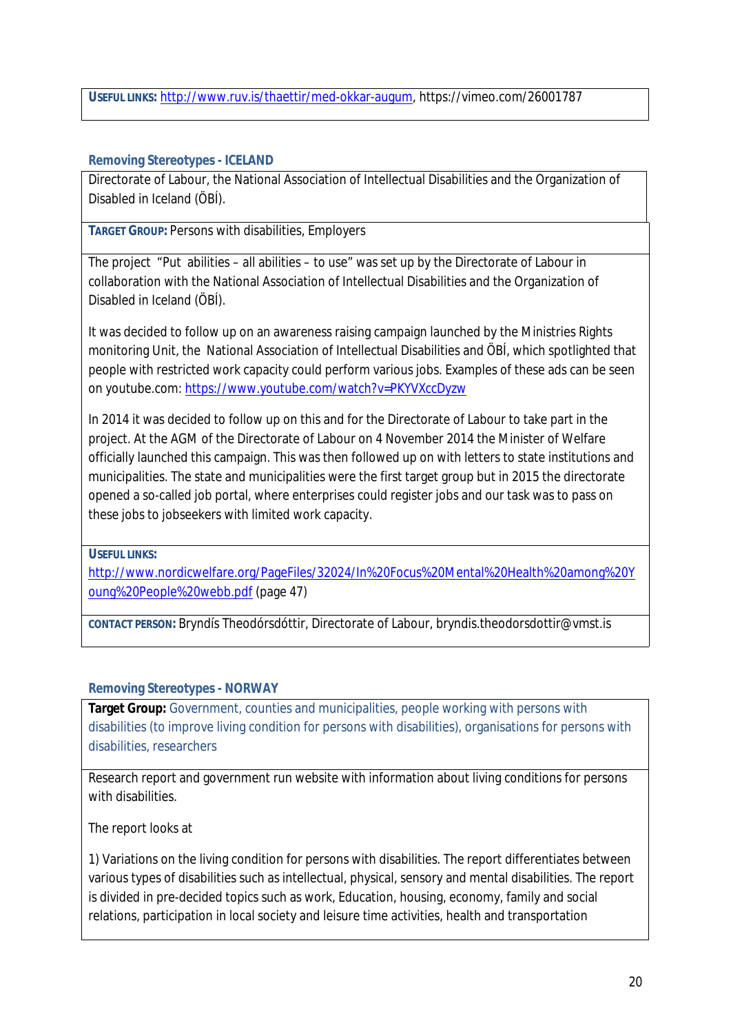**USEFUL LINKS:** http://www.ruv.is/thaettir/med-okkar-augum, https://vimeo.com/26001787

### Removing Stereotypes - ICELAND

Directorate of Labour, the National Association of Intellectual Disabilities and the Organization of Disabled in Iceland (ÖBÍ).

**TARGET GROUP:** Persons with disabilities, Employers

The project "Put abilities – all abilities – to use" was set up by the Directorate of Labour in collaboration with the National Association of Intellectual Disabilities and the Organization of Disabled in Iceland (ÖBÍ).

It was decided to follow up on an awareness raising campaign launched by the Ministries Rights monitoring Unit, the National Association of Intellectual Disabilities and ÖBÍ, which spotlighted that people with restricted work capacity could perform various jobs. Examples of these ads can be seen on youtube.com: https://www.youtube.com/watch?v=PKYVXccDyzw

In 2014 it was decided to follow up on this and for the Directorate of Labour to take part in the project. At the AGM of the Directorate of Labour on 4 November 2014 the Minister of Welfare officially launched this campaign. This was then followed up on with letters to state institutions and municipalities. The state and municipalities were the first target group but in 2015 the directorate opened a so-called job portal, where enterprises could register jobs and our task was to pass on these jobs to jobseekers with limited work capacity.

**USEFUL LINKS:**
http://www.nordicwelfare.org/PageFiles/32024/In%20Focus%20Mental%20Health%20among%20Young%20People%20webb.pdf (page 47)

**CONTACT PERSON:** Bryndís Theodórsdóttir, Directorate of Labour, bryndis.theodorsdottir@vmst.is

### Removing Stereotypes - NORWAY

**Target Group:** Government, counties and municipalities, people working with persons with disabilities (to improve living condition for persons with disabilities), organisations for persons with disabilities, researchers

Research report and government run website with information about living conditions for persons with disabilities.

The report looks at

1) Variations on the living condition for persons with disabilities. The report differentiates between various types of disabilities such as intellectual, physical, sensory and mental disabilities. The report is divided in pre-decided topics such as work, Education, housing, economy, family and social relations, participation in local society and leisure time activities, health and transportation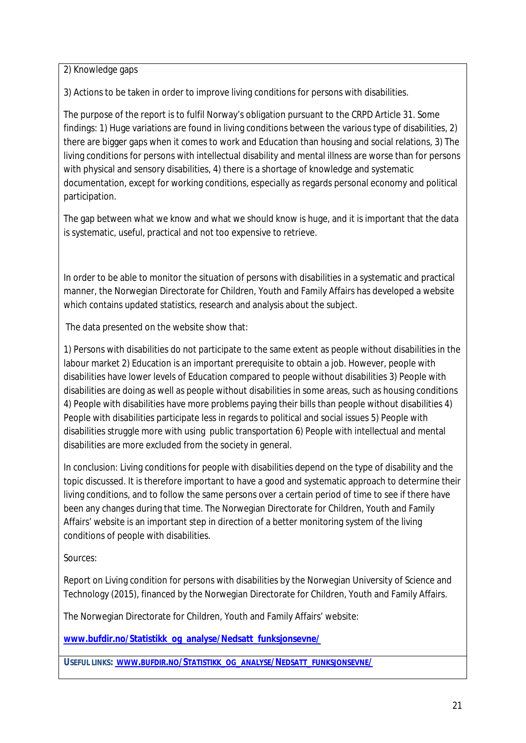2) Knowledge gaps

3) Actions to be taken in order to improve living conditions for persons with disabilities.

The purpose of the report is to fulfil Norway's obligation pursuant to the CRPD Article 31. Some findings: 1) Huge variations are found in living conditions between the various type of disabilities, 2) there are bigger gaps when it comes to work and Education than housing and social relations, 3) The living conditions for persons with intellectual disability and mental illness are worse than for persons with physical and sensory disabilities, 4) there is a shortage of knowledge and systematic documentation, except for working conditions, especially as regards personal economy and political participation.

The gap between what we know and what we should know is huge, and it is important that the data is systematic, useful, practical and not too expensive to retrieve.

In order to be able to monitor the situation of persons with disabilities in a systematic and practical manner, the Norwegian Directorate for Children, Youth and Family Affairs has developed a website which contains updated statistics, research and analysis about the subject.

The data presented on the website show that:

1) Persons with disabilities do not participate to the same extent as people without disabilities in the labour market 2) Education is an important prerequisite to obtain a job. However, people with disabilities have lower levels of Education compared to people without disabilities 3) People with disabilities are doing as well as people without disabilities in some areas, such as housing conditions 4) People with disabilities have more problems paying their bills than people without disabilities 4) People with disabilities participate less in regards to political and social issues 5) People with disabilities struggle more with using public transportation 6) People with intellectual and mental disabilities are more excluded from the society in general.

In conclusion: Living conditions for people with disabilities depend on the type of disability and the topic discussed. It is therefore important to have a good and systematic approach to determine their living conditions, and to follow the same persons over a certain period of time to see if there have been any changes during that time. The Norwegian Directorate for Children, Youth and Family Affairs' website is an important step in direction of a better monitoring system of the living conditions of people with disabilities.

Sources:

Report on Living condition for persons with disabilities by the Norwegian University of Science and Technology (2015), financed by the Norwegian Directorate for Children, Youth and Family Affairs.

The Norwegian Directorate for Children, Youth and Family Affairs' website:

**www.bufdir.no/Statistikk_og_analyse/Nedsatt_funksjonsevne/**

**USEFUL LINKS:** WWW.BUFDIR.NO/STATISTIKK_OG_ANALYSE/NEDSATT_FUNKSJONSEVNE/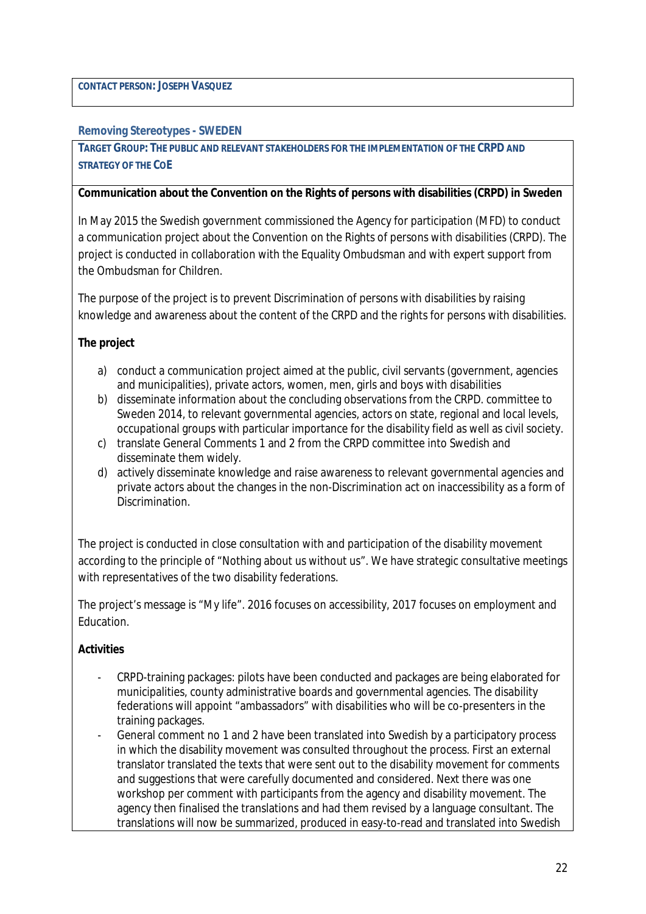**CONTACT PERSON: JOSEPH VASQUEZ**

### Removing Stereotypes - SWEDEN

**TARGET GROUP: THE PUBLIC AND RELEVANT STAKEHOLDERS FOR THE IMPLEMENTATION OF THE CRPD AND STRATEGY OF THE COE**

**Communication about the Convention on the Rights of persons with disabilities (CRPD) in Sweden**

In May 2015 the Swedish government commissioned the Agency for participation (MFD) to conduct a communication project about the Convention on the Rights of persons with disabilities (CRPD). The project is conducted in collaboration with the Equality Ombudsman and with expert support from the Ombudsman for Children.

The purpose of the project is to prevent Discrimination of persons with disabilities by raising knowledge and awareness about the content of the CRPD and the rights for persons with disabilities.

**The project**

a) conduct a communication project aimed at the public, civil servants (government, agencies and municipalities), private actors, women, men, girls and boys with disabilities
b) disseminate information about the concluding observations from the CRPD. committee to Sweden 2014, to relevant governmental agencies, actors on state, regional and local levels, occupational groups with particular importance for the disability field as well as civil society.
c) translate General Comments 1 and 2 from the CRPD committee into Swedish and disseminate them widely.
d) actively disseminate knowledge and raise awareness to relevant governmental agencies and private actors about the changes in the non-Discrimination act on inaccessibility as a form of Discrimination.

The project is conducted in close consultation with and participation of the disability movement according to the principle of "Nothing about us without us". We have strategic consultative meetings with representatives of the two disability federations.

The project's message is "My life". 2016 focuses on accessibility, 2017 focuses on employment and Education.

**Activities**

- CRPD-training packages: pilots have been conducted and packages are being elaborated for municipalities, county administrative boards and governmental agencies. The disability federations will appoint "ambassadors" with disabilities who will be co-presenters in the training packages.
- General comment no 1 and 2 have been translated into Swedish by a participatory process in which the disability movement was consulted throughout the process. First an external translator translated the texts that were sent out to the disability movement for comments and suggestions that were carefully documented and considered. Next there was one workshop per comment with participants from the agency and disability movement. The agency then finalised the translations and had them revised by a language consultant. The translations will now be summarized, produced in easy-to-read and translated into Swedish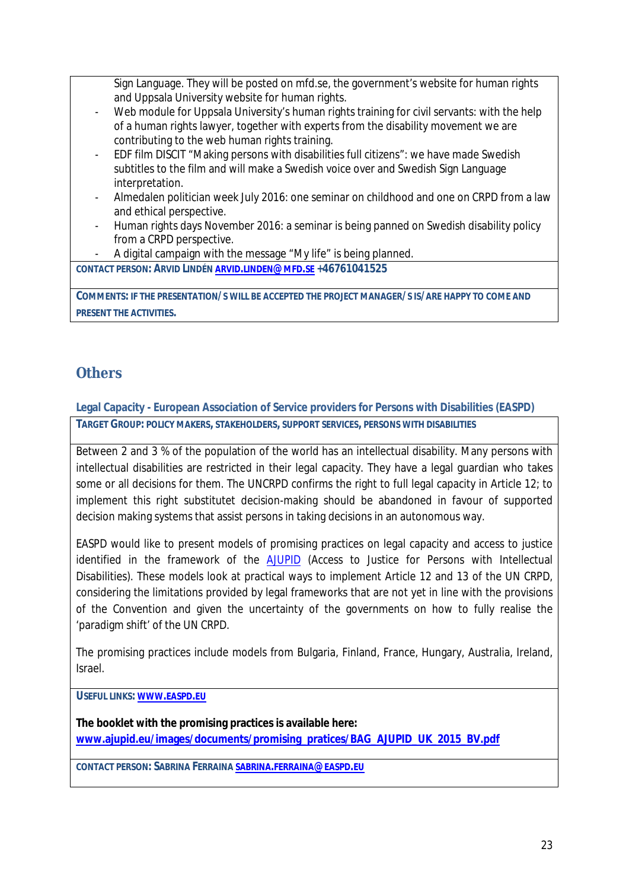Sign Language. They will be posted on mfd.se, the government's website for human rights and Uppsala University website for human rights.

- Web module for Uppsala University's human rights training for civil servants: with the help of a human rights lawyer, together with experts from the disability movement we are contributing to the web human rights training.
- EDF film DISCIT "Making persons with disabilities full citizens": we have made Swedish subtitles to the film and will make a Swedish voice over and Swedish Sign Language interpretation.
- Almedalen politician week July 2016: one seminar on childhood and one on CRPD from a law and ethical perspective.
- Human rights days November 2016: a seminar is being panned on Swedish disability policy from a CRPD perspective.
- A digital campaign with the message "My life" is being planned.

**CONTACT PERSON: ARVID LINDÉN ARVID.LINDEN@MFD.SE +46761041525**

**COMMENTS: IF THE PRESENTATION/S WILL BE ACCEPTED THE PROJECT MANAGER/S IS/ARE HAPPY TO COME AND PRESENT THE ACTIVITIES.**

## Others

### Legal Capacity - European Association of Service providers for Persons with Disabilities (EASPD)

**TARGET GROUP: POLICY MAKERS, STAKEHOLDERS, SUPPORT SERVICES, PERSONS WITH DISABILITIES**

Between 2 and 3 % of the population of the world has an intellectual disability. Many persons with intellectual disabilities are restricted in their legal capacity. They have a legal guardian who takes some or all decisions for them. The UNCRPD confirms the right to full legal capacity in Article 12; to implement this right substitutet decision-making should be abandoned in favour of supported decision making systems that assist persons in taking decisions in an autonomous way.

EASPD would like to present models of promising practices on legal capacity and access to justice identified in the framework of the AJUPID (Access to Justice for Persons with Intellectual Disabilities). These models look at practical ways to implement Article 12 and 13 of the UN CRPD, considering the limitations provided by legal frameworks that are not yet in line with the provisions of the Convention and given the uncertainty of the governments on how to fully realise the 'paradigm shift' of the UN CRPD.

The promising practices include models from Bulgaria, Finland, France, Hungary, Australia, Ireland, Israel.

**USEFUL LINKS: WWW.EASPD.EU**

**The booklet with the promising practices is available here:**
**www.ajupid.eu/images/documents/promising_pratices/BAG_AJUPID_UK_2015_BV.pdf**

**CONTACT PERSON: SABRINA FERRAINA SABRINA.FERRAINA@EASPD.EU**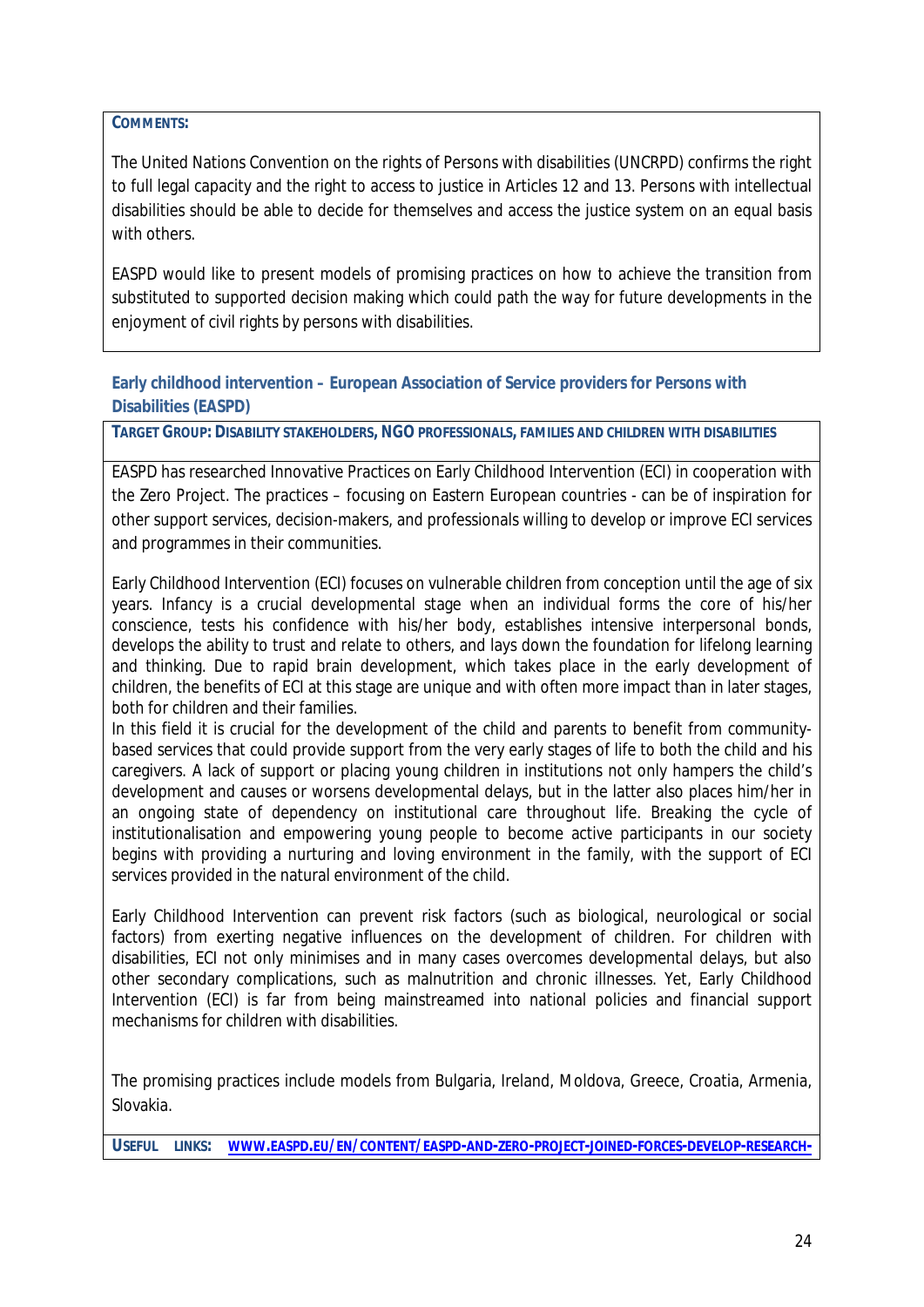**COMMENTS:**

The United Nations Convention on the rights of Persons with disabilities (UNCRPD) confirms the right to full legal capacity and the right to access to justice in Articles 12 and 13. Persons with intellectual disabilities should be able to decide for themselves and access the justice system on an equal basis with others.

EASPD would like to present models of promising practices on how to achieve the transition from substituted to supported decision making which could path the way for future developments in the enjoyment of civil rights by persons with disabilities.

### Early childhood intervention – European Association of Service providers for Persons with Disabilities (EASPD)

**TARGET GROUP: DISABILITY STAKEHOLDERS, NGO PROFESSIONALS, FAMILIES AND CHILDREN WITH DISABILITIES**

EASPD has researched Innovative Practices on Early Childhood Intervention (ECI) in cooperation with the Zero Project. The practices – focusing on Eastern European countries - can be of inspiration for other support services, decision-makers, and professionals willing to develop or improve ECI services and programmes in their communities.

Early Childhood Intervention (ECI) focuses on vulnerable children from conception until the age of six years. Infancy is a crucial developmental stage when an individual forms the core of his/her conscience, tests his confidence with his/her body, establishes intensive interpersonal bonds, develops the ability to trust and relate to others, and lays down the foundation for lifelong learning and thinking. Due to rapid brain development, which takes place in the early development of children, the benefits of ECI at this stage are unique and with often more impact than in later stages, both for children and their families.

In this field it is crucial for the development of the child and parents to benefit from community-based services that could provide support from the very early stages of life to both the child and his caregivers. A lack of support or placing young children in institutions not only hampers the child's development and causes or worsens developmental delays, but in the latter also places him/her in an ongoing state of dependency on institutional care throughout life. Breaking the cycle of institutionalisation and empowering young people to become active participants in our society begins with providing a nurturing and loving environment in the family, with the support of ECI services provided in the natural environment of the child.

Early Childhood Intervention can prevent risk factors (such as biological, neurological or social factors) from exerting negative influences on the development of children. For children with disabilities, ECI not only minimises and in many cases overcomes developmental delays, but also other secondary complications, such as malnutrition and chronic illnesses. Yet, Early Childhood Intervention (ECI) is far from being mainstreamed into national policies and financial support mechanisms for children with disabilities.

The promising practices include models from Bulgaria, Ireland, Moldova, Greece, Croatia, Armenia, Slovakia.

**USEFUL LINKS:** WWW.EASPD.EU/EN/CONTENT/EASPD-AND-ZERO-PROJECT-JOINED-FORCES-DEVELOP-RESEARCH-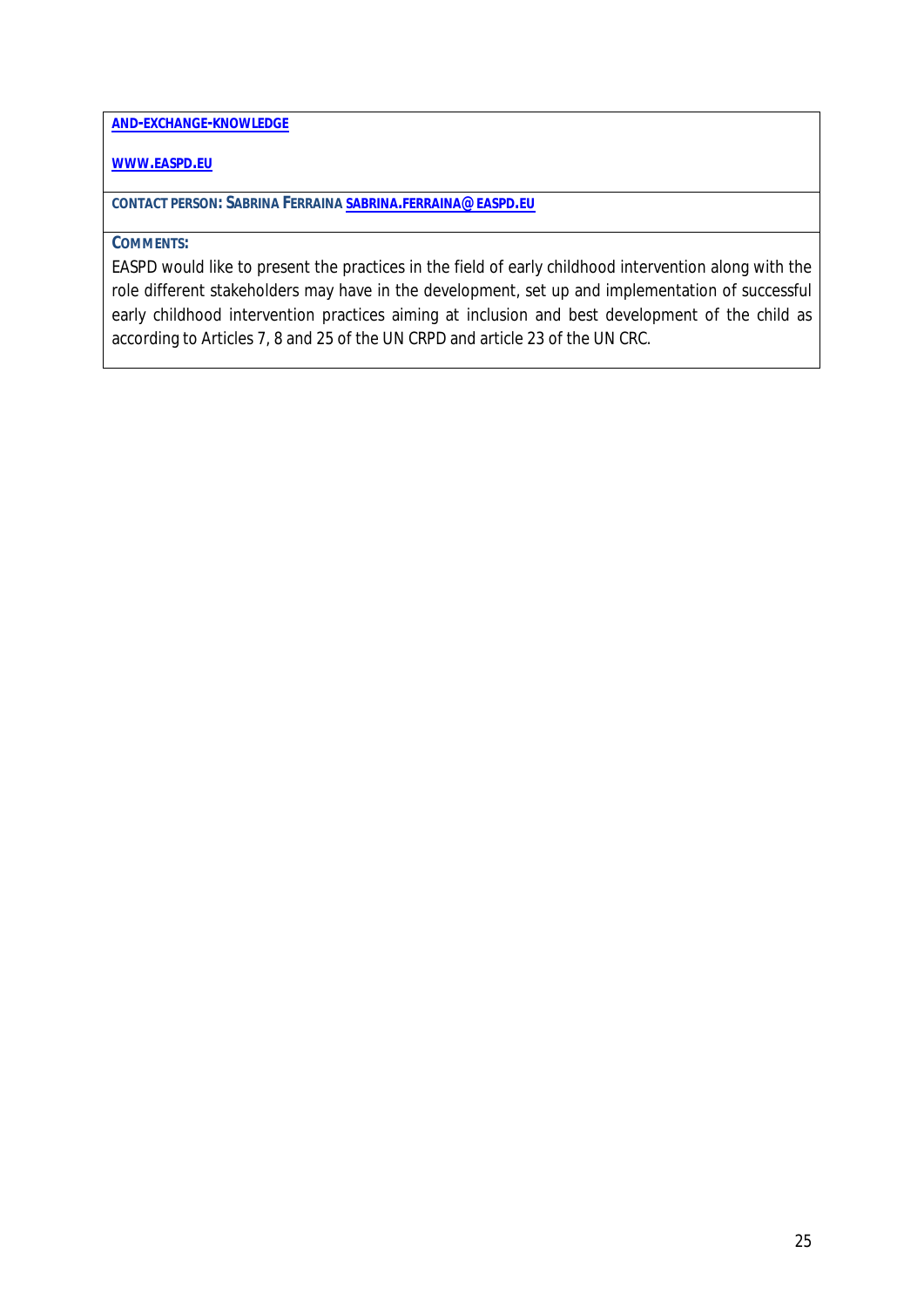AND-EXCHANGE-KNOWLEDGE

WWW.EASPD.EU

**CONTACT PERSON: SABRINA FERRAINA** SABRINA.FERRAINA@EASPD.EU

**COMMENTS:**

EASPD would like to present the practices in the field of early childhood intervention along with the role different stakeholders may have in the development, set up and implementation of successful early childhood intervention practices aiming at inclusion and best development of the child as according to Articles 7, 8 and 25 of the UN CRPD and article 23 of the UN CRC.